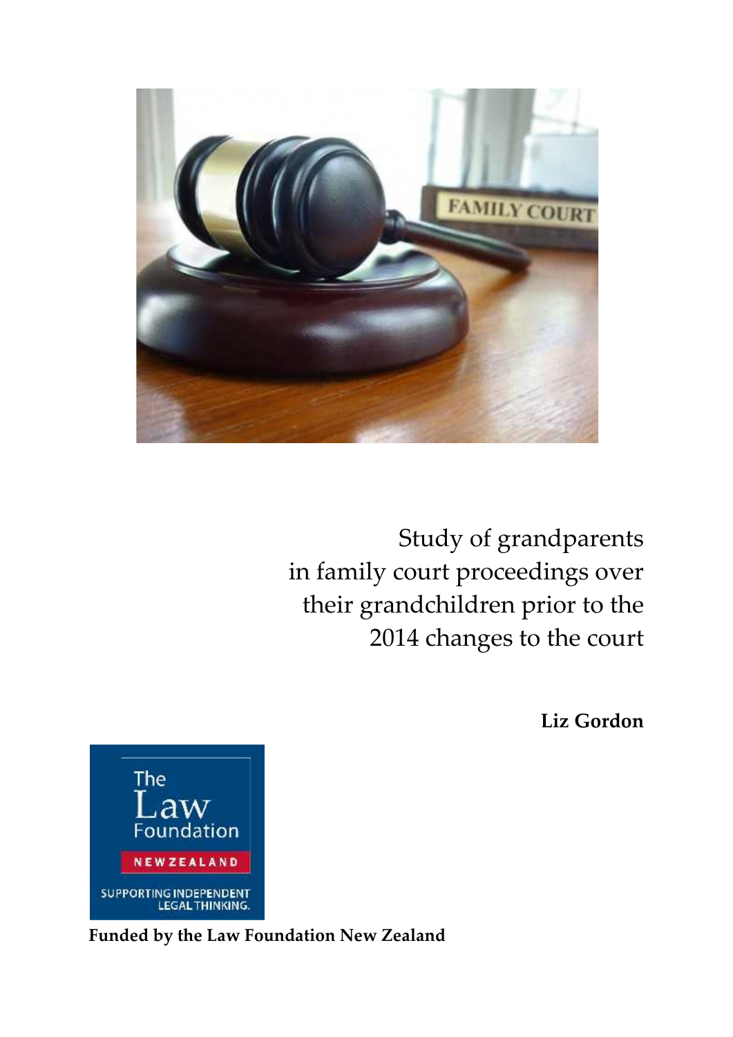# Study of grandparents in family court proceedings over their grandchildren prior to the 2014 changes to the court

**Liz Gordon**

**Funded by the Law Foundation New Zealand**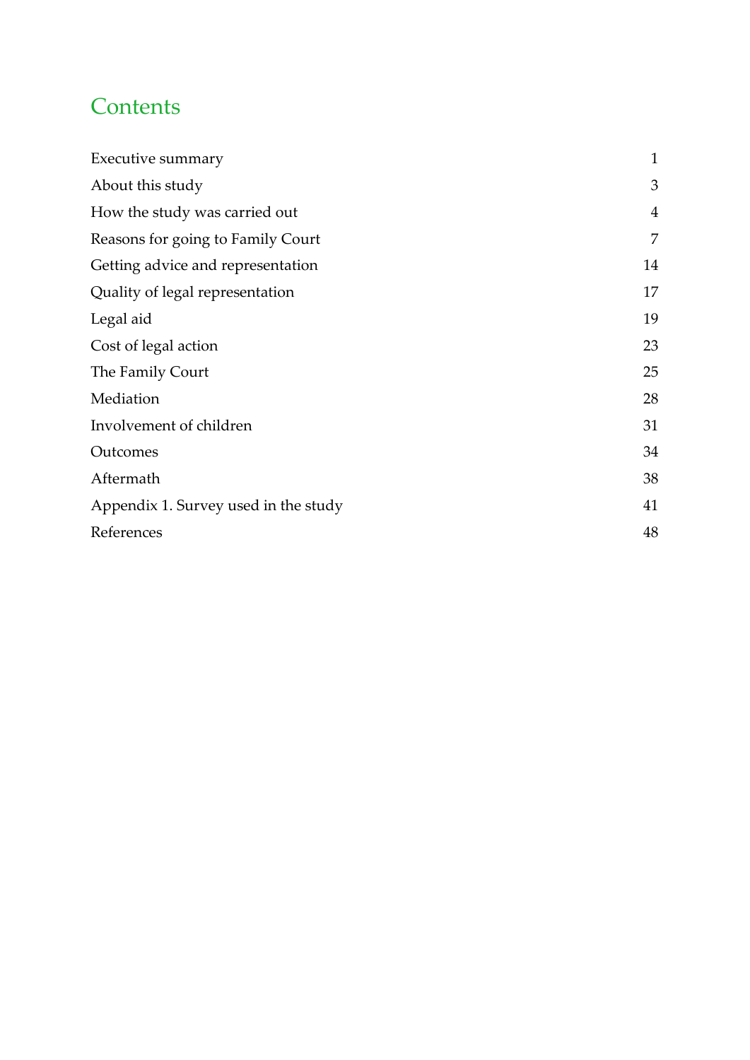# Contents

| | |
|---|---|
| Executive summary | 1 |
| About this study | 3 |
| How the study was carried out | 4 |
| Reasons for going to Family Court | 7 |
| Getting advice and representation | 14 |
| Quality of legal representation | 17 |
| Legal aid | 19 |
| Cost of legal action | 23 |
| The Family Court | 25 |
| Mediation | 28 |
| Involvement of children | 31 |
| Outcomes | 34 |
| Aftermath | 38 |
| Appendix 1. Survey used in the study | 41 |
| References | 48 |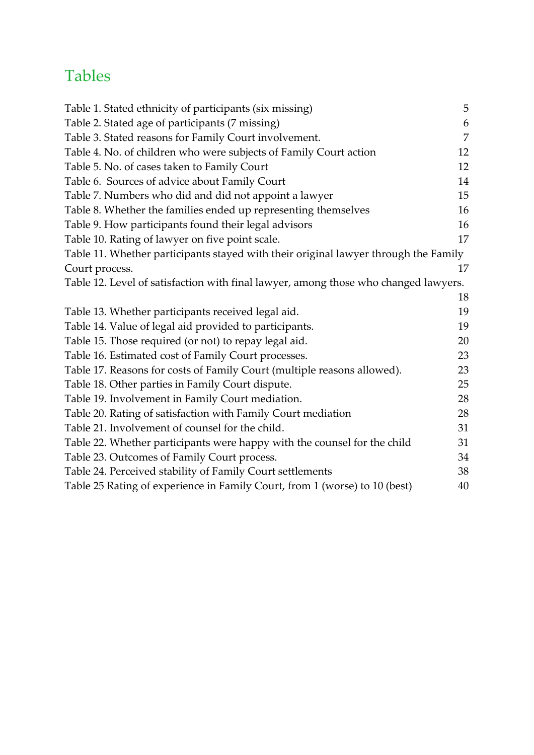# Tables

Table 1. Stated ethnicity of participants (six missing) 5
Table 2. Stated age of participants (7 missing) 6
Table 3. Stated reasons for Family Court involvement. 7
Table 4. No. of children who were subjects of Family Court action 12
Table 5. No. of cases taken to Family Court 12
Table 6. Sources of advice about Family Court 14
Table 7. Numbers who did and did not appoint a lawyer 15
Table 8. Whether the families ended up representing themselves 16
Table 9. How participants found their legal advisors 16
Table 10. Rating of lawyer on five point scale. 17
Table 11. Whether participants stayed with their original lawyer through the Family Court process. 17
Table 12. Level of satisfaction with final lawyer, among those who changed lawyers. 18
Table 13. Whether participants received legal aid. 19
Table 14. Value of legal aid provided to participants. 19
Table 15. Those required (or not) to repay legal aid. 20
Table 16. Estimated cost of Family Court processes. 23
Table 17. Reasons for costs of Family Court (multiple reasons allowed). 23
Table 18. Other parties in Family Court dispute. 25
Table 19. Involvement in Family Court mediation. 28
Table 20. Rating of satisfaction with Family Court mediation 28
Table 21. Involvement of counsel for the child. 31
Table 22. Whether participants were happy with the counsel for the child 31
Table 23. Outcomes of Family Court process. 34
Table 24. Perceived stability of Family Court settlements 38
Table 25 Rating of experience in Family Court, from 1 (worse) to 10 (best) 40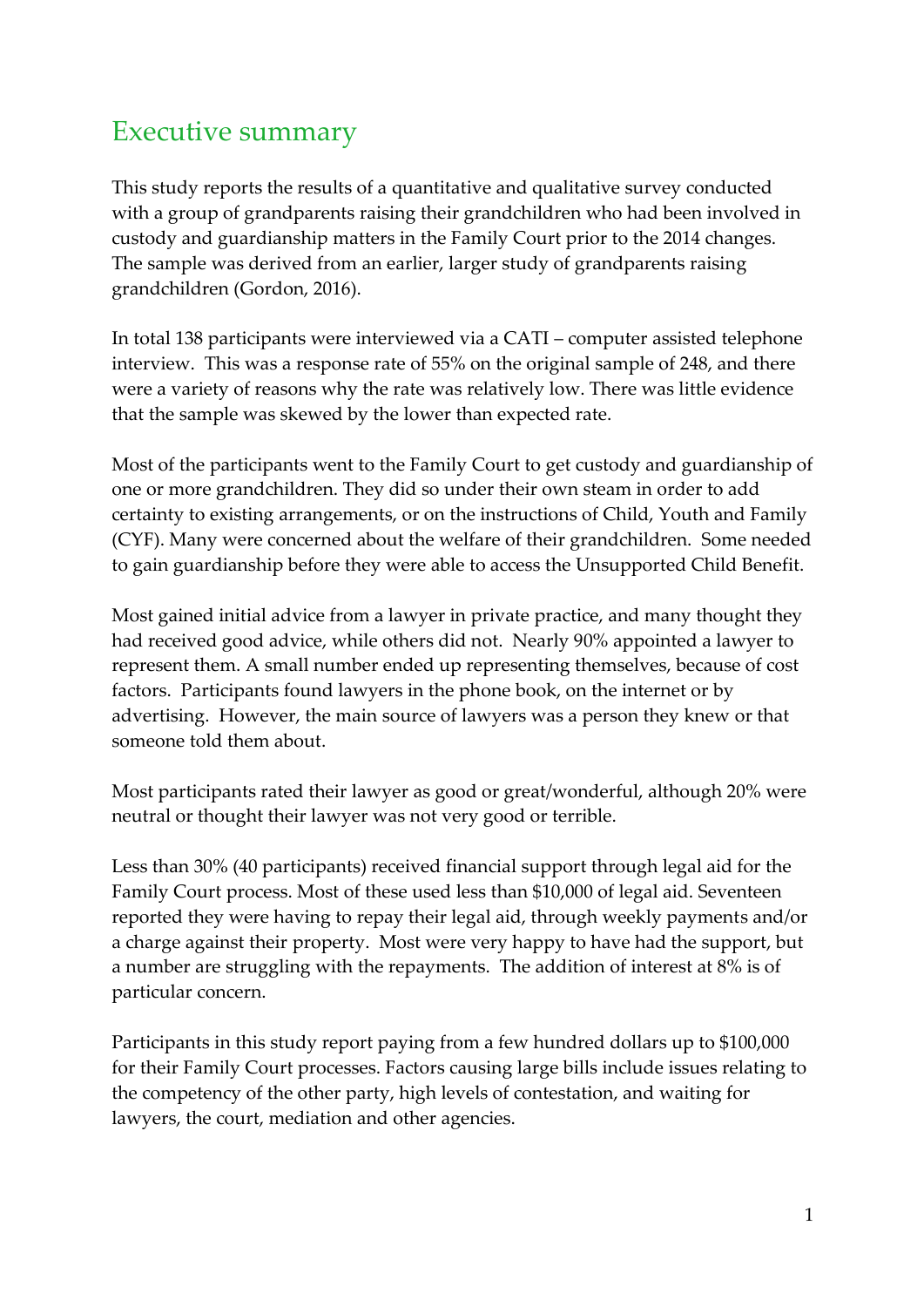# Executive summary

This study reports the results of a quantitative and qualitative survey conducted with a group of grandparents raising their grandchildren who had been involved in custody and guardianship matters in the Family Court prior to the 2014 changes. The sample was derived from an earlier, larger study of grandparents raising grandchildren (Gordon, 2016).

In total 138 participants were interviewed via a CATI – computer assisted telephone interview. This was a response rate of 55% on the original sample of 248, and there were a variety of reasons why the rate was relatively low. There was little evidence that the sample was skewed by the lower than expected rate.

Most of the participants went to the Family Court to get custody and guardianship of one or more grandchildren. They did so under their own steam in order to add certainty to existing arrangements, or on the instructions of Child, Youth and Family (CYF). Many were concerned about the welfare of their grandchildren. Some needed to gain guardianship before they were able to access the Unsupported Child Benefit.

Most gained initial advice from a lawyer in private practice, and many thought they had received good advice, while others did not. Nearly 90% appointed a lawyer to represent them. A small number ended up representing themselves, because of cost factors. Participants found lawyers in the phone book, on the internet or by advertising. However, the main source of lawyers was a person they knew or that someone told them about.

Most participants rated their lawyer as good or great/wonderful, although 20% were neutral or thought their lawyer was not very good or terrible.

Less than 30% (40 participants) received financial support through legal aid for the Family Court process. Most of these used less than $10,000 of legal aid. Seventeen reported they were having to repay their legal aid, through weekly payments and/or a charge against their property. Most were very happy to have had the support, but a number are struggling with the repayments. The addition of interest at 8% is of particular concern.

Participants in this study report paying from a few hundred dollars up to $100,000 for their Family Court processes. Factors causing large bills include issues relating to the competency of the other party, high levels of contestation, and waiting for lawyers, the court, mediation and other agencies.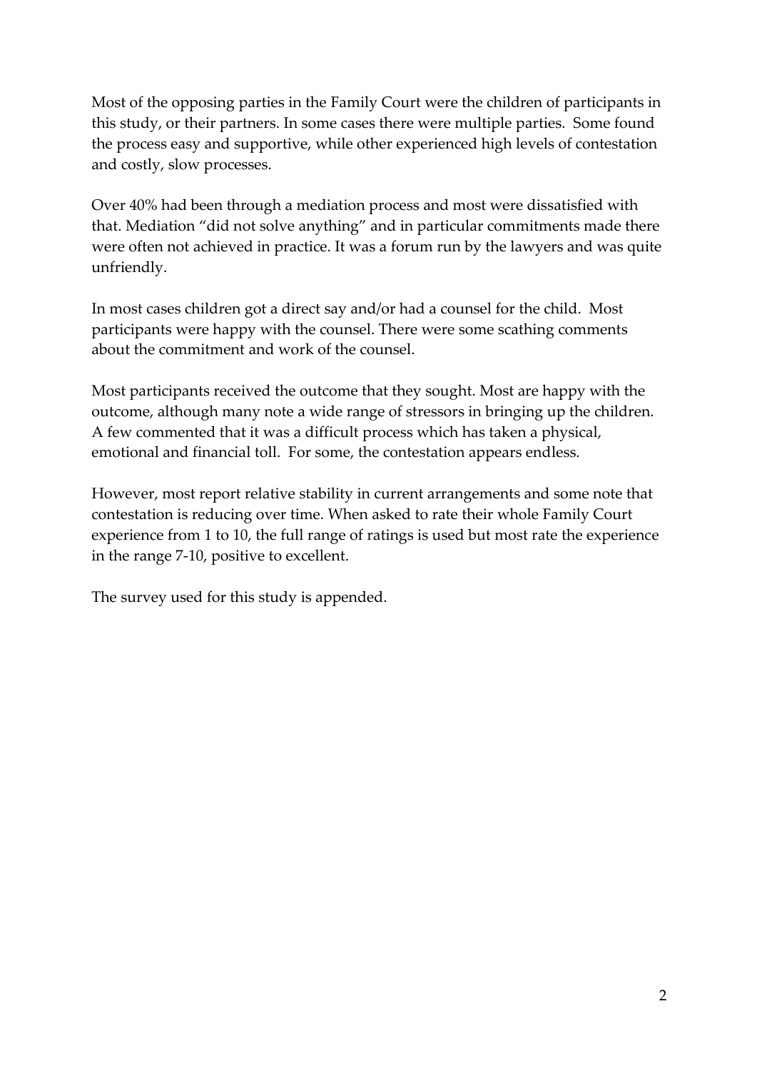Most of the opposing parties in the Family Court were the children of participants in this study, or their partners. In some cases there were multiple parties. Some found the process easy and supportive, while other experienced high levels of contestation and costly, slow processes.

Over 40% had been through a mediation process and most were dissatisfied with that. Mediation "did not solve anything" and in particular commitments made there were often not achieved in practice. It was a forum run by the lawyers and was quite unfriendly.

In most cases children got a direct say and/or had a counsel for the child. Most participants were happy with the counsel. There were some scathing comments about the commitment and work of the counsel.

Most participants received the outcome that they sought. Most are happy with the outcome, although many note a wide range of stressors in bringing up the children. A few commented that it was a difficult process which has taken a physical, emotional and financial toll. For some, the contestation appears endless.

However, most report relative stability in current arrangements and some note that contestation is reducing over time. When asked to rate their whole Family Court experience from 1 to 10, the full range of ratings is used but most rate the experience in the range 7-10, positive to excellent.

The survey used for this study is appended.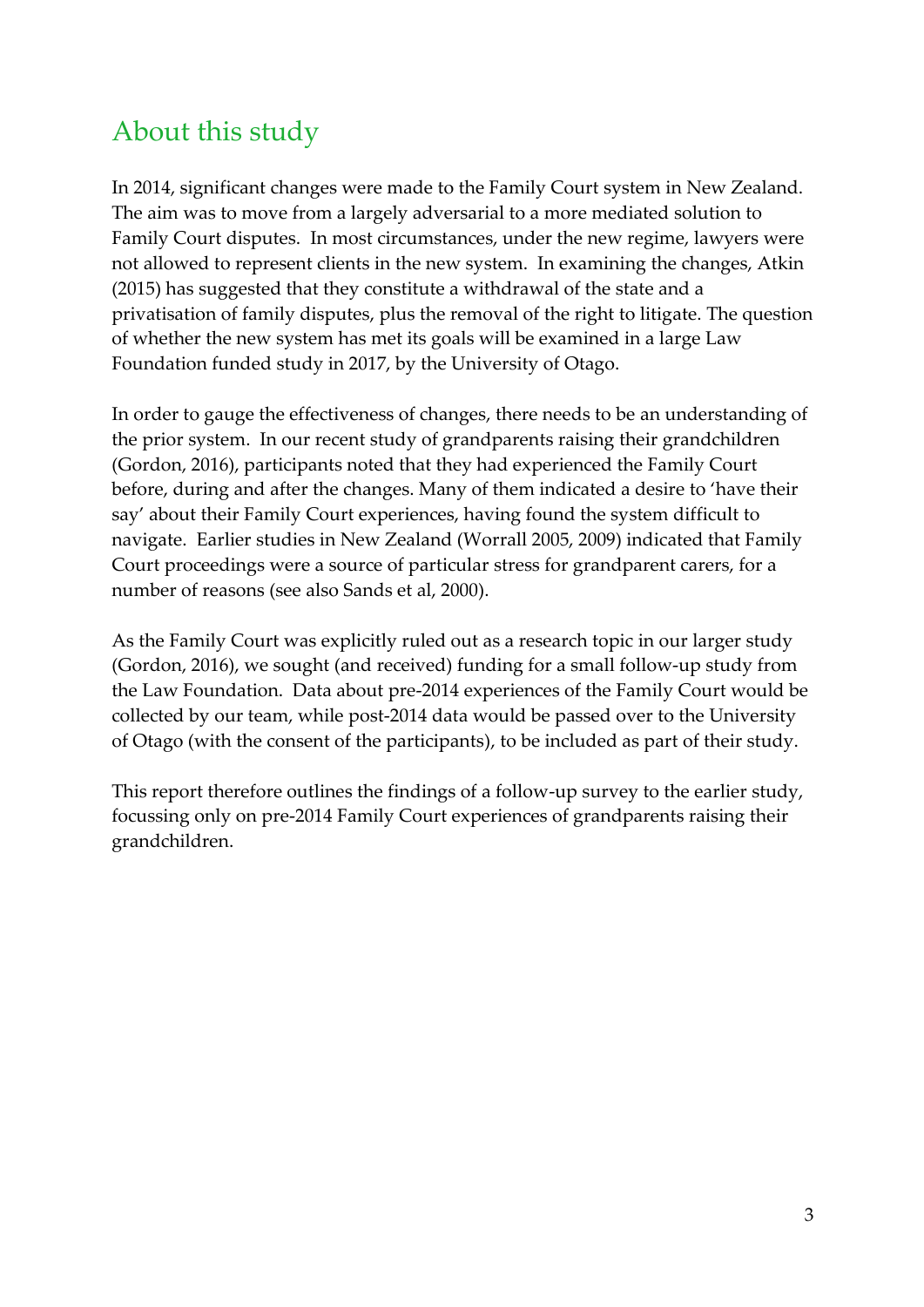## About this study

In 2014, significant changes were made to the Family Court system in New Zealand. The aim was to move from a largely adversarial to a more mediated solution to Family Court disputes. In most circumstances, under the new regime, lawyers were not allowed to represent clients in the new system. In examining the changes, Atkin (2015) has suggested that they constitute a withdrawal of the state and a privatisation of family disputes, plus the removal of the right to litigate. The question of whether the new system has met its goals will be examined in a large Law Foundation funded study in 2017, by the University of Otago.

In order to gauge the effectiveness of changes, there needs to be an understanding of the prior system. In our recent study of grandparents raising their grandchildren (Gordon, 2016), participants noted that they had experienced the Family Court before, during and after the changes. Many of them indicated a desire to 'have their say' about their Family Court experiences, having found the system difficult to navigate. Earlier studies in New Zealand (Worrall 2005, 2009) indicated that Family Court proceedings were a source of particular stress for grandparent carers, for a number of reasons (see also Sands et al, 2000).

As the Family Court was explicitly ruled out as a research topic in our larger study (Gordon, 2016), we sought (and received) funding for a small follow-up study from the Law Foundation. Data about pre-2014 experiences of the Family Court would be collected by our team, while post-2014 data would be passed over to the University of Otago (with the consent of the participants), to be included as part of their study.

This report therefore outlines the findings of a follow-up survey to the earlier study, focussing only on pre-2014 Family Court experiences of grandparents raising their grandchildren.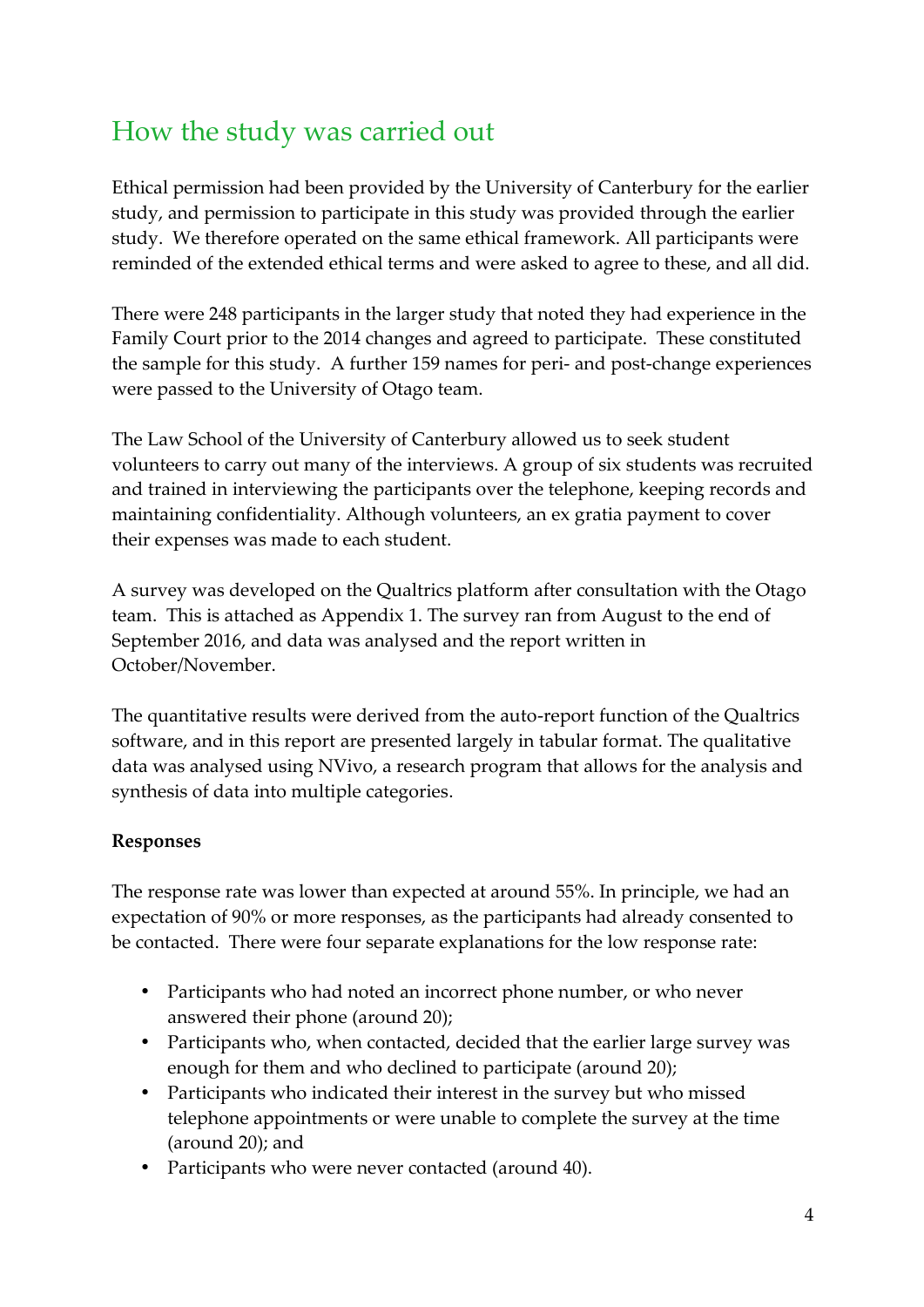# How the study was carried out

Ethical permission had been provided by the University of Canterbury for the earlier study, and permission to participate in this study was provided through the earlier study. We therefore operated on the same ethical framework. All participants were reminded of the extended ethical terms and were asked to agree to these, and all did.

There were 248 participants in the larger study that noted they had experience in the Family Court prior to the 2014 changes and agreed to participate. These constituted the sample for this study. A further 159 names for peri- and post-change experiences were passed to the University of Otago team.

The Law School of the University of Canterbury allowed us to seek student volunteers to carry out many of the interviews. A group of six students was recruited and trained in interviewing the participants over the telephone, keeping records and maintaining confidentiality. Although volunteers, an ex gratia payment to cover their expenses was made to each student.

A survey was developed on the Qualtrics platform after consultation with the Otago team. This is attached as Appendix 1. The survey ran from August to the end of September 2016, and data was analysed and the report written in October/November.

The quantitative results were derived from the auto-report function of the Qualtrics software, and in this report are presented largely in tabular format. The qualitative data was analysed using NVivo, a research program that allows for the analysis and synthesis of data into multiple categories.

**Responses**

The response rate was lower than expected at around 55%. In principle, we had an expectation of 90% or more responses, as the participants had already consented to be contacted. There were four separate explanations for the low response rate:

- Participants who had noted an incorrect phone number, or who never answered their phone (around 20);
- Participants who, when contacted, decided that the earlier large survey was enough for them and who declined to participate (around 20);
- Participants who indicated their interest in the survey but who missed telephone appointments or were unable to complete the survey at the time (around 20); and
- Participants who were never contacted (around 40).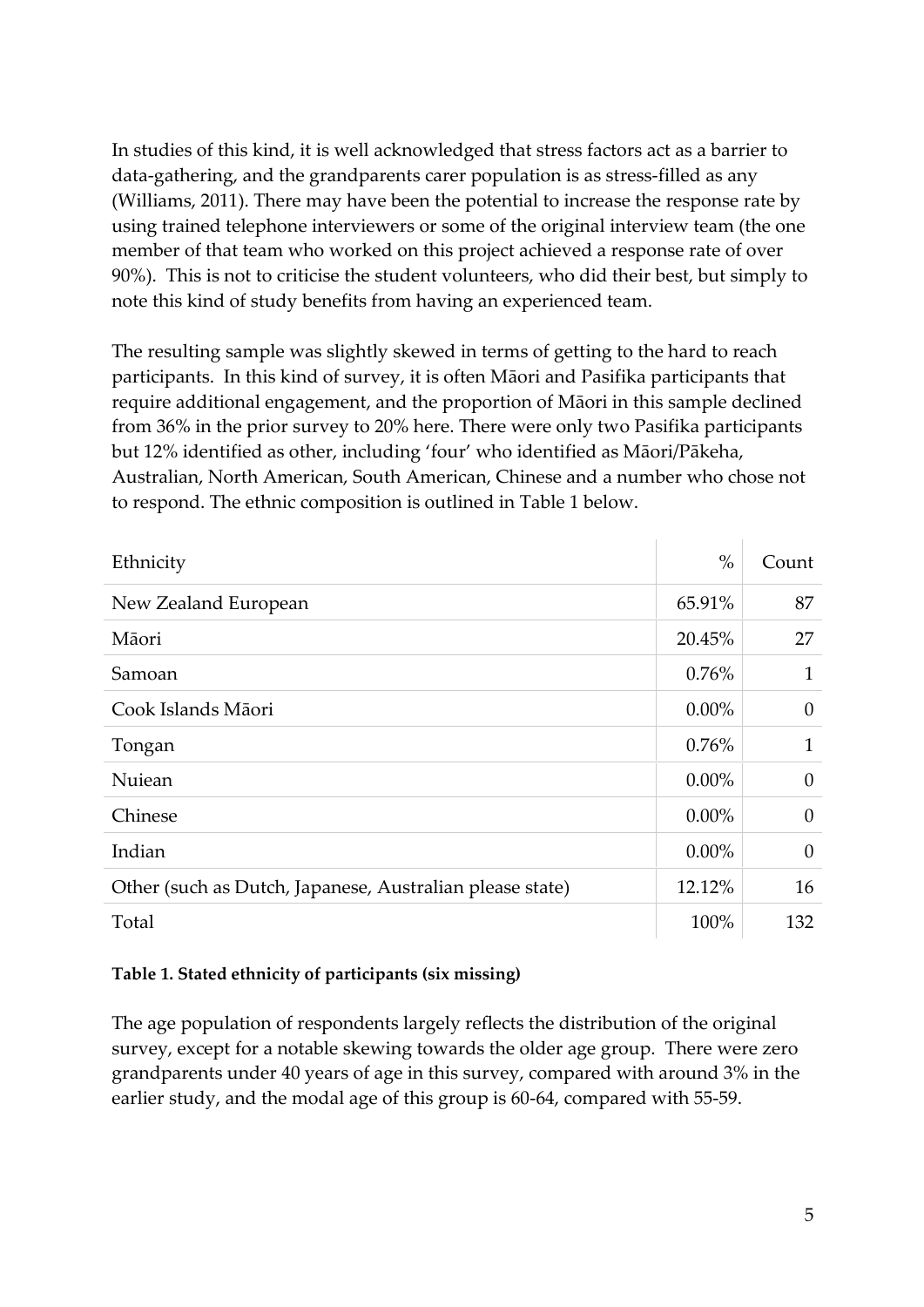In studies of this kind, it is well acknowledged that stress factors act as a barrier to data-gathering, and the grandparents carer population is as stress-filled as any (Williams, 2011). There may have been the potential to increase the response rate by using trained telephone interviewers or some of the original interview team (the one member of that team who worked on this project achieved a response rate of over 90%). This is not to criticise the student volunteers, who did their best, but simply to note this kind of study benefits from having an experienced team.

The resulting sample was slightly skewed in terms of getting to the hard to reach participants. In this kind of survey, it is often Māori and Pasifika participants that require additional engagement, and the proportion of Māori in this sample declined from 36% in the prior survey to 20% here. There were only two Pasifika participants but 12% identified as other, including 'four' who identified as Māori/Pākeha, Australian, North American, South American, Chinese and a number who chose not to respond. The ethnic composition is outlined in Table 1 below.

| Ethnicity | % | Count |
|---|---|---|
| New Zealand European | 65.91% | 87 |
| Māori | 20.45% | 27 |
| Samoan | 0.76% | 1 |
| Cook Islands Māori | 0.00% | 0 |
| Tongan | 0.76% | 1 |
| Nuiean | 0.00% | 0 |
| Chinese | 0.00% | 0 |
| Indian | 0.00% | 0 |
| Other (such as Dutch, Japanese, Australian please state) | 12.12% | 16 |
| Total | 100% | 132 |

**Table 1. Stated ethnicity of participants (six missing)**

The age population of respondents largely reflects the distribution of the original survey, except for a notable skewing towards the older age group. There were zero grandparents under 40 years of age in this survey, compared with around 3% in the earlier study, and the modal age of this group is 60-64, compared with 55-59.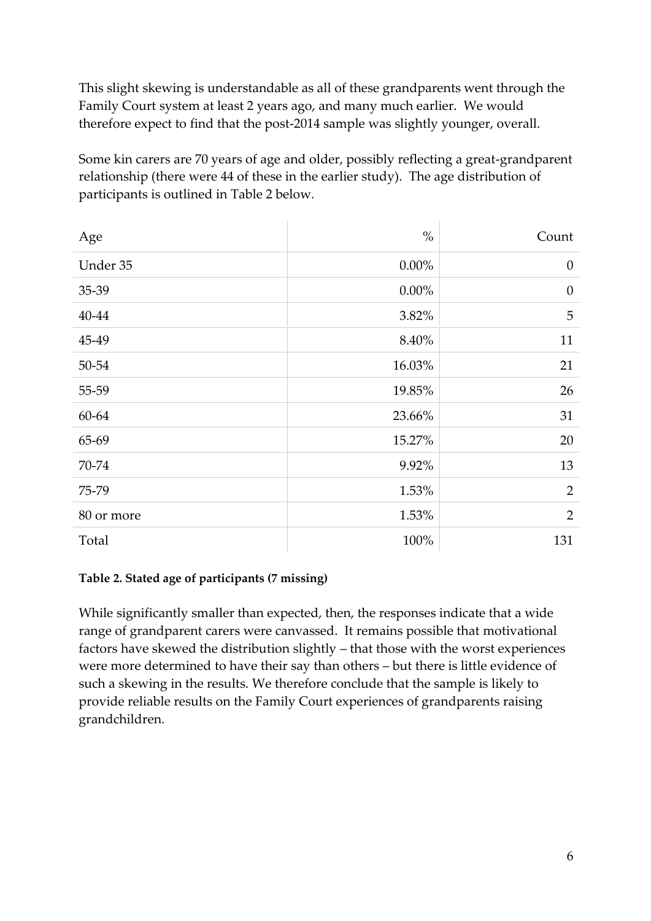This slight skewing is understandable as all of these grandparents went through the Family Court system at least 2 years ago, and many much earlier. We would therefore expect to find that the post-2014 sample was slightly younger, overall.

Some kin carers are 70 years of age and older, possibly reflecting a great-grandparent relationship (there were 44 of these in the earlier study). The age distribution of participants is outlined in Table 2 below.

| Age | % | Count |
|---|---|---|
| Under 35 | 0.00% | 0 |
| 35-39 | 0.00% | 0 |
| 40-44 | 3.82% | 5 |
| 45-49 | 8.40% | 11 |
| 50-54 | 16.03% | 21 |
| 55-59 | 19.85% | 26 |
| 60-64 | 23.66% | 31 |
| 65-69 | 15.27% | 20 |
| 70-74 | 9.92% | 13 |
| 75-79 | 1.53% | 2 |
| 80 or more | 1.53% | 2 |
| Total | 100% | 131 |

**Table 2. Stated age of participants (7 missing)**

While significantly smaller than expected, then, the responses indicate that a wide range of grandparent carers were canvassed. It remains possible that motivational factors have skewed the distribution slightly – that those with the worst experiences were more determined to have their say than others – but there is little evidence of such a skewing in the results. We therefore conclude that the sample is likely to provide reliable results on the Family Court experiences of grandparents raising grandchildren.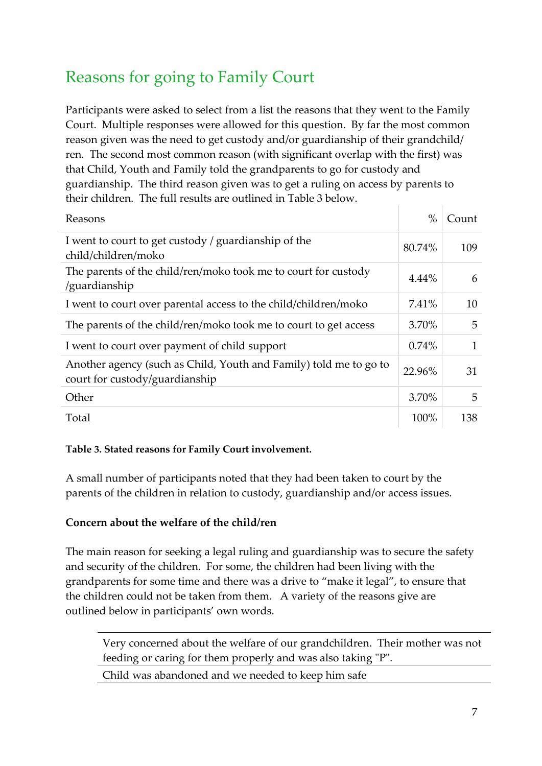## Reasons for going to Family Court

Participants were asked to select from a list the reasons that they went to the Family Court. Multiple responses were allowed for this question. By far the most common reason given was the need to get custody and/or guardianship of their grandchild/ren. The second most common reason (with significant overlap with the first) was that Child, Youth and Family told the grandparents to go for custody and guardianship. The third reason given was to get a ruling on access by parents to their children. The full results are outlined in Table 3 below.

| Reasons | % | Count |
|---|---|---|
| I went to court to get custody / guardianship of the child/children/moko | 80.74% | 109 |
| The parents of the child/ren/moko took me to court for custody /guardianship | 4.44% | 6 |
| I went to court over parental access to the child/children/moko | 7.41% | 10 |
| The parents of the child/ren/moko took me to court to get access | 3.70% | 5 |
| I went to court over payment of child support | 0.74% | 1 |
| Another agency (such as Child, Youth and Family) told me to go to court for custody/guardianship | 22.96% | 31 |
| Other | 3.70% | 5 |
| Total | 100% | 138 |

**Table 3. Stated reasons for Family Court involvement.**

A small number of participants noted that they had been taken to court by the parents of the children in relation to custody, guardianship and/or access issues.

**Concern about the welfare of the child/ren**

The main reason for seeking a legal ruling and guardianship was to secure the safety and security of the children. For some, the children had been living with the grandparents for some time and there was a drive to "make it legal", to ensure that the children could not be taken from them. A variety of the reasons give are outlined below in participants' own words.

| |
|---|
| Very concerned about the welfare of our grandchildren. Their mother was not feeding or caring for them properly and was also taking "P". |
| Child was abandoned and we needed to keep him safe |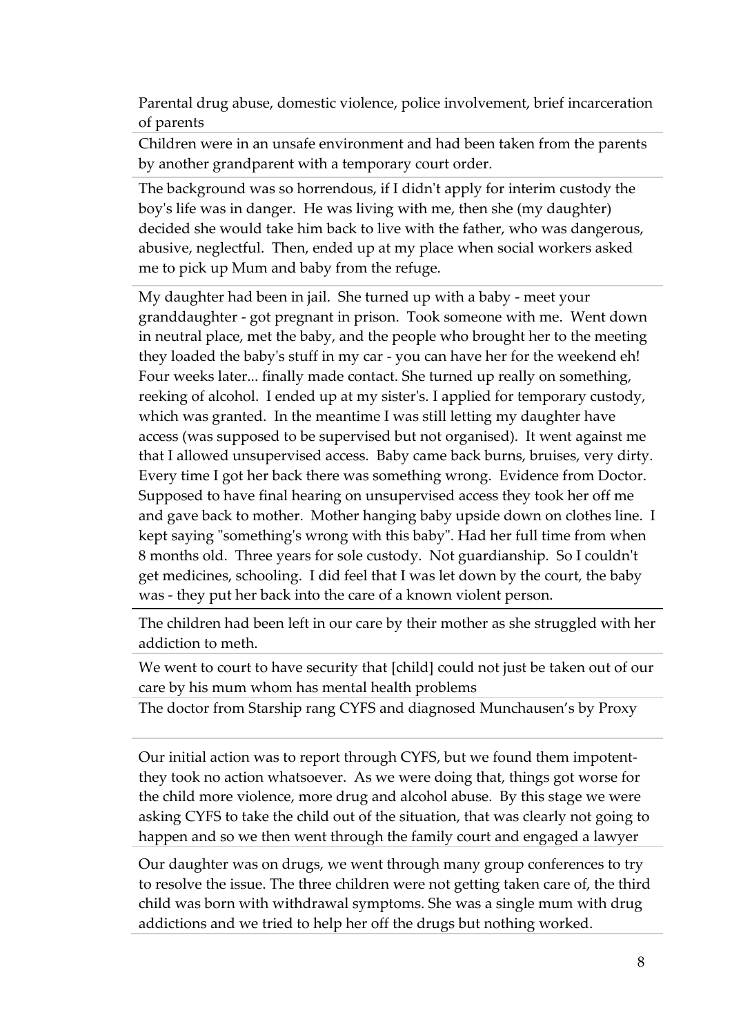Parental drug abuse, domestic violence, police involvement, brief incarceration of parents

Children were in an unsafe environment and had been taken from the parents by another grandparent with a temporary court order.

The background was so horrendous, if I didn't apply for interim custody the boy's life was in danger. He was living with me, then she (my daughter) decided she would take him back to live with the father, who was dangerous, abusive, neglectful. Then, ended up at my place when social workers asked me to pick up Mum and baby from the refuge.

My daughter had been in jail. She turned up with a baby - meet your granddaughter - got pregnant in prison. Took someone with me. Went down in neutral place, met the baby, and the people who brought her to the meeting they loaded the baby's stuff in my car - you can have her for the weekend eh! Four weeks later... finally made contact. She turned up really on something, reeking of alcohol. I ended up at my sister's. I applied for temporary custody, which was granted. In the meantime I was still letting my daughter have access (was supposed to be supervised but not organised). It went against me that I allowed unsupervised access. Baby came back burns, bruises, very dirty. Every time I got her back there was something wrong. Evidence from Doctor. Supposed to have final hearing on unsupervised access they took her off me and gave back to mother. Mother hanging baby upside down on clothes line. I kept saying "something's wrong with this baby". Had her full time from when 8 months old. Three years for sole custody. Not guardianship. So I couldn't get medicines, schooling. I did feel that I was let down by the court, the baby was - they put her back into the care of a known violent person.

The children had been left in our care by their mother as she struggled with her addiction to meth.

We went to court to have security that [child] could not just be taken out of our care by his mum whom has mental health problems

The doctor from Starship rang CYFS and diagnosed Munchausen's by Proxy

Our initial action was to report through CYFS, but we found them impotent- they took no action whatsoever. As we were doing that, things got worse for the child more violence, more drug and alcohol abuse. By this stage we were asking CYFS to take the child out of the situation, that was clearly not going to happen and so we then went through the family court and engaged a lawyer

Our daughter was on drugs, we went through many group conferences to try to resolve the issue. The three children were not getting taken care of, the third child was born with withdrawal symptoms. She was a single mum with drug addictions and we tried to help her off the drugs but nothing worked.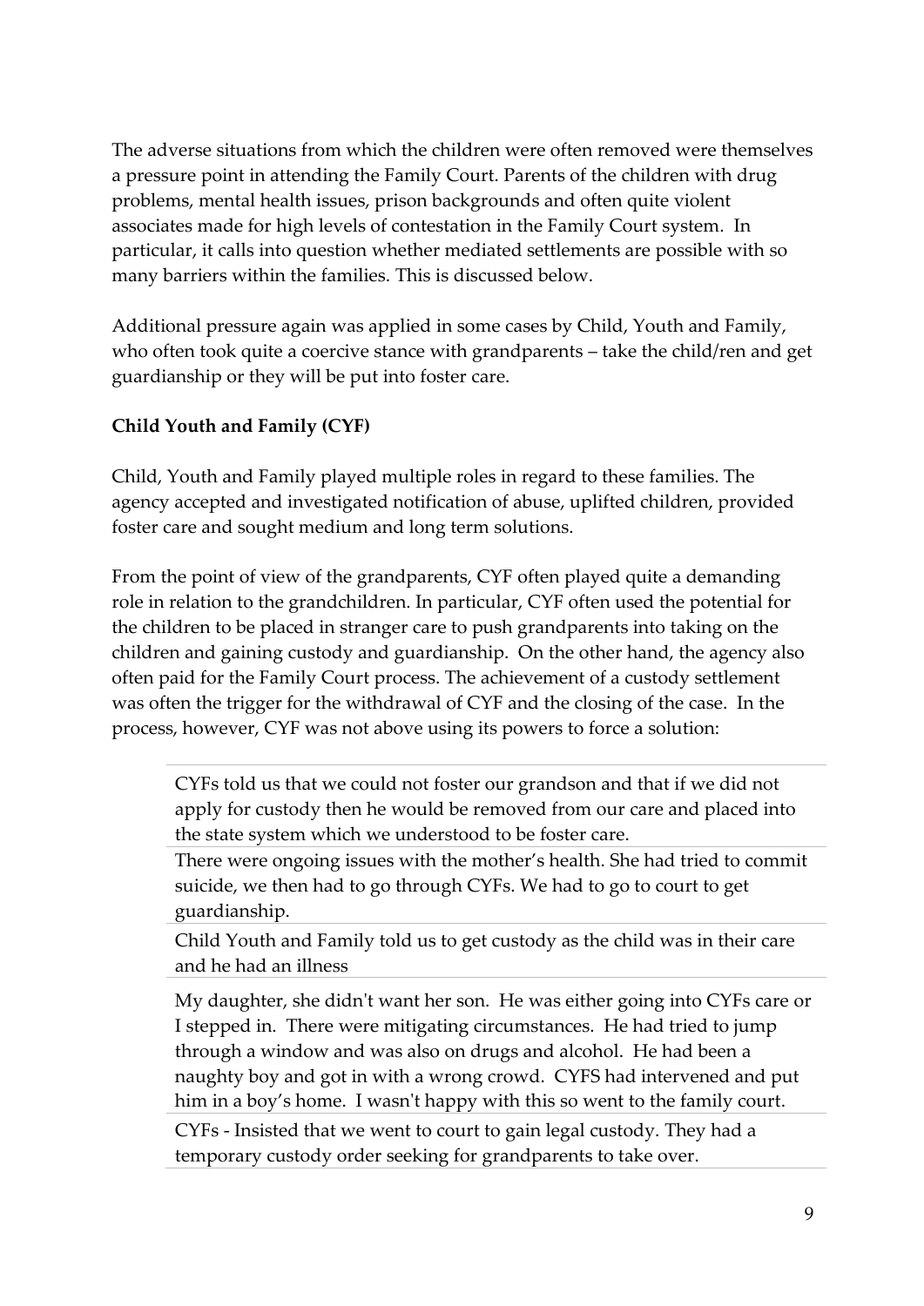The adverse situations from which the children were often removed were themselves a pressure point in attending the Family Court. Parents of the children with drug problems, mental health issues, prison backgrounds and often quite violent associates made for high levels of contestation in the Family Court system. In particular, it calls into question whether mediated settlements are possible with so many barriers within the families. This is discussed below.

Additional pressure again was applied in some cases by Child, Youth and Family, who often took quite a coercive stance with grandparents – take the child/ren and get guardianship or they will be put into foster care.

**Child Youth and Family (CYF)**

Child, Youth and Family played multiple roles in regard to these families. The agency accepted and investigated notification of abuse, uplifted children, provided foster care and sought medium and long term solutions.

From the point of view of the grandparents, CYF often played quite a demanding role in relation to the grandchildren. In particular, CYF often used the potential for the children to be placed in stranger care to push grandparents into taking on the children and gaining custody and guardianship. On the other hand, the agency also often paid for the Family Court process. The achievement of a custody settlement was often the trigger for the withdrawal of CYF and the closing of the case. In the process, however, CYF was not above using its powers to force a solution:

> CYFs told us that we could not foster our grandson and that if we did not apply for custody then he would be removed from our care and placed into the state system which we understood to be foster care.
>
> There were ongoing issues with the mother's health. She had tried to commit suicide, we then had to go through CYFs. We had to go to court to get guardianship.
>
> Child Youth and Family told us to get custody as the child was in their care and he had an illness
>
> My daughter, she didn't want her son. He was either going into CYFs care or I stepped in. There were mitigating circumstances. He had tried to jump through a window and was also on drugs and alcohol. He had been a naughty boy and got in with a wrong crowd. CYFS had intervened and put him in a boy's home. I wasn't happy with this so went to the family court.
>
> CYFs - Insisted that we went to court to gain legal custody. They had a temporary custody order seeking for grandparents to take over.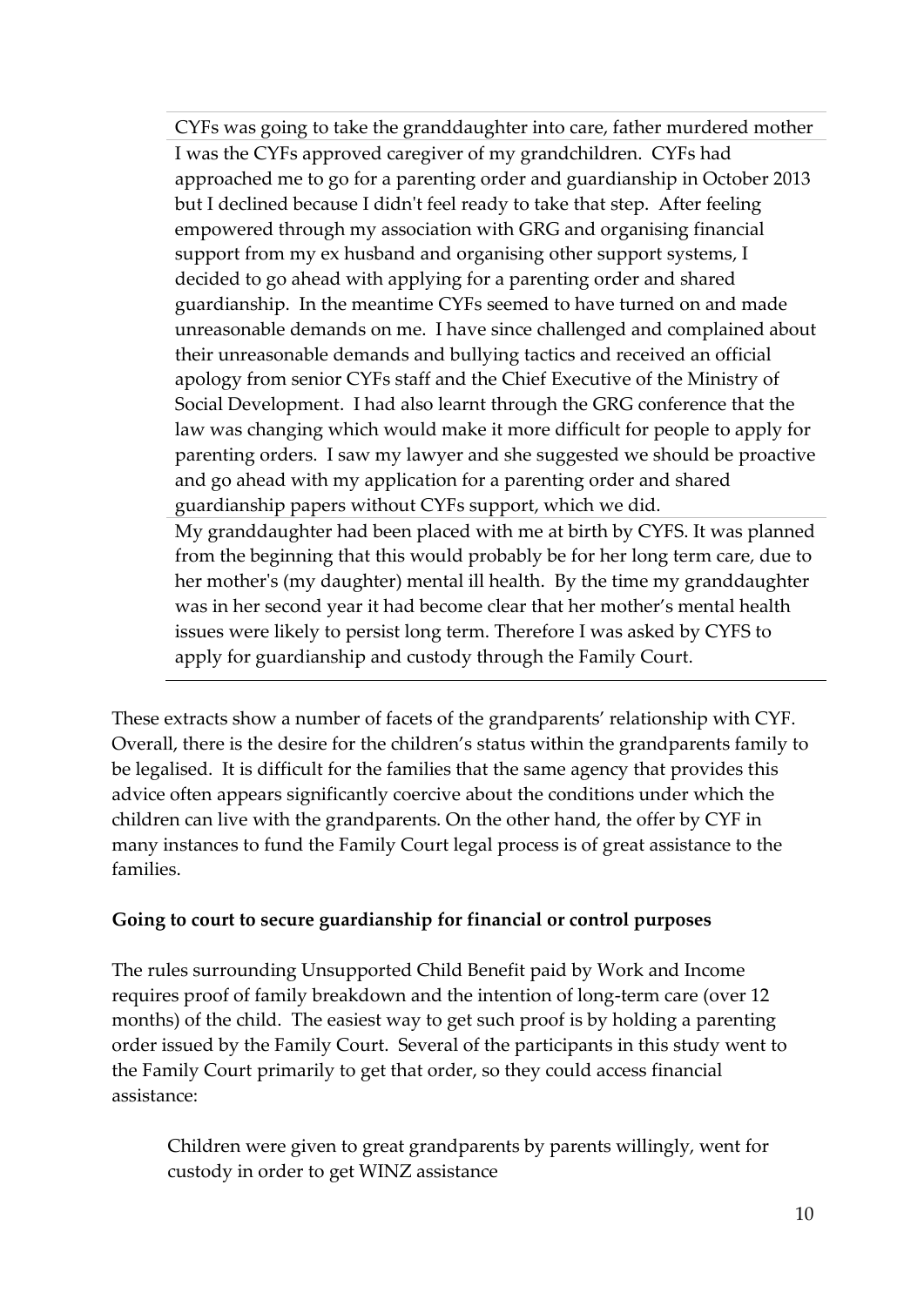> CYFs was going to take the granddaughter into care, father murdered mother
>
> I was the CYFs approved caregiver of my grandchildren. CYFs had approached me to go for a parenting order and guardianship in October 2013 but I declined because I didn't feel ready to take that step. After feeling empowered through my association with GRG and organising financial support from my ex husband and organising other support systems, I decided to go ahead with applying for a parenting order and shared guardianship. In the meantime CYFs seemed to have turned on and made unreasonable demands on me. I have since challenged and complained about their unreasonable demands and bullying tactics and received an official apology from senior CYFs staff and the Chief Executive of the Ministry of Social Development. I had also learnt through the GRG conference that the law was changing which would make it more difficult for people to apply for parenting orders. I saw my lawyer and she suggested we should be proactive and go ahead with my application for a parenting order and shared guardianship papers without CYFs support, which we did.
>
> My granddaughter had been placed with me at birth by CYFS. It was planned from the beginning that this would probably be for her long term care, due to her mother's (my daughter) mental ill health. By the time my granddaughter was in her second year it had become clear that her mother's mental health issues were likely to persist long term. Therefore I was asked by CYFS to apply for guardianship and custody through the Family Court.

These extracts show a number of facets of the grandparents' relationship with CYF. Overall, there is the desire for the children's status within the grandparents family to be legalised. It is difficult for the families that the same agency that provides this advice often appears significantly coercive about the conditions under which the children can live with the grandparents. On the other hand, the offer by CYF in many instances to fund the Family Court legal process is of great assistance to the families.

**Going to court to secure guardianship for financial or control purposes**

The rules surrounding Unsupported Child Benefit paid by Work and Income requires proof of family breakdown and the intention of long-term care (over 12 months) of the child. The easiest way to get such proof is by holding a parenting order issued by the Family Court. Several of the participants in this study went to the Family Court primarily to get that order, so they could access financial assistance:

> Children were given to great grandparents by parents willingly, went for custody in order to get WINZ assistance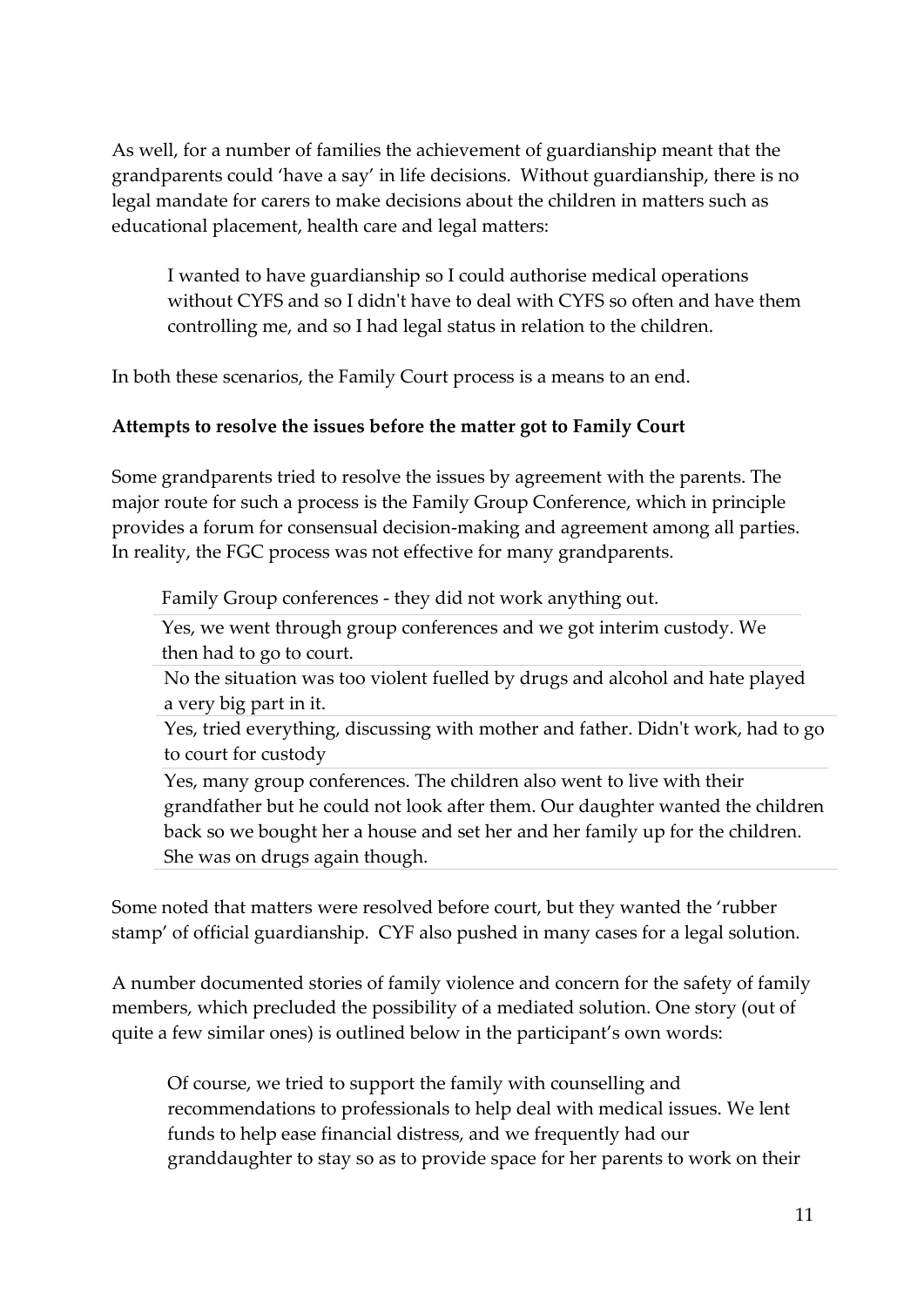As well, for a number of families the achievement of guardianship meant that the grandparents could 'have a say' in life decisions. Without guardianship, there is no legal mandate for carers to make decisions about the children in matters such as educational placement, health care and legal matters:

> I wanted to have guardianship so I could authorise medical operations without CYFS and so I didn't have to deal with CYFS so often and have them controlling me, and so I had legal status in relation to the children.

In both these scenarios, the Family Court process is a means to an end.

**Attempts to resolve the issues before the matter got to Family Court**

Some grandparents tried to resolve the issues by agreement with the parents. The major route for such a process is the Family Group Conference, which in principle provides a forum for consensual decision-making and agreement among all parties. In reality, the FGC process was not effective for many grandparents.

> Family Group conferences - they did not work anything out.
>
> Yes, we went through group conferences and we got interim custody. We then had to go to court.
>
> No the situation was too violent fuelled by drugs and alcohol and hate played a very big part in it.
>
> Yes, tried everything, discussing with mother and father. Didn't work, had to go to court for custody
>
> Yes, many group conferences. The children also went to live with their grandfather but he could not look after them. Our daughter wanted the children back so we bought her a house and set her and her family up for the children. She was on drugs again though.

Some noted that matters were resolved before court, but they wanted the 'rubber stamp' of official guardianship. CYF also pushed in many cases for a legal solution.

A number documented stories of family violence and concern for the safety of family members, which precluded the possibility of a mediated solution. One story (out of quite a few similar ones) is outlined below in the participant's own words:

> Of course, we tried to support the family with counselling and recommendations to professionals to help deal with medical issues. We lent funds to help ease financial distress, and we frequently had our granddaughter to stay so as to provide space for her parents to work on their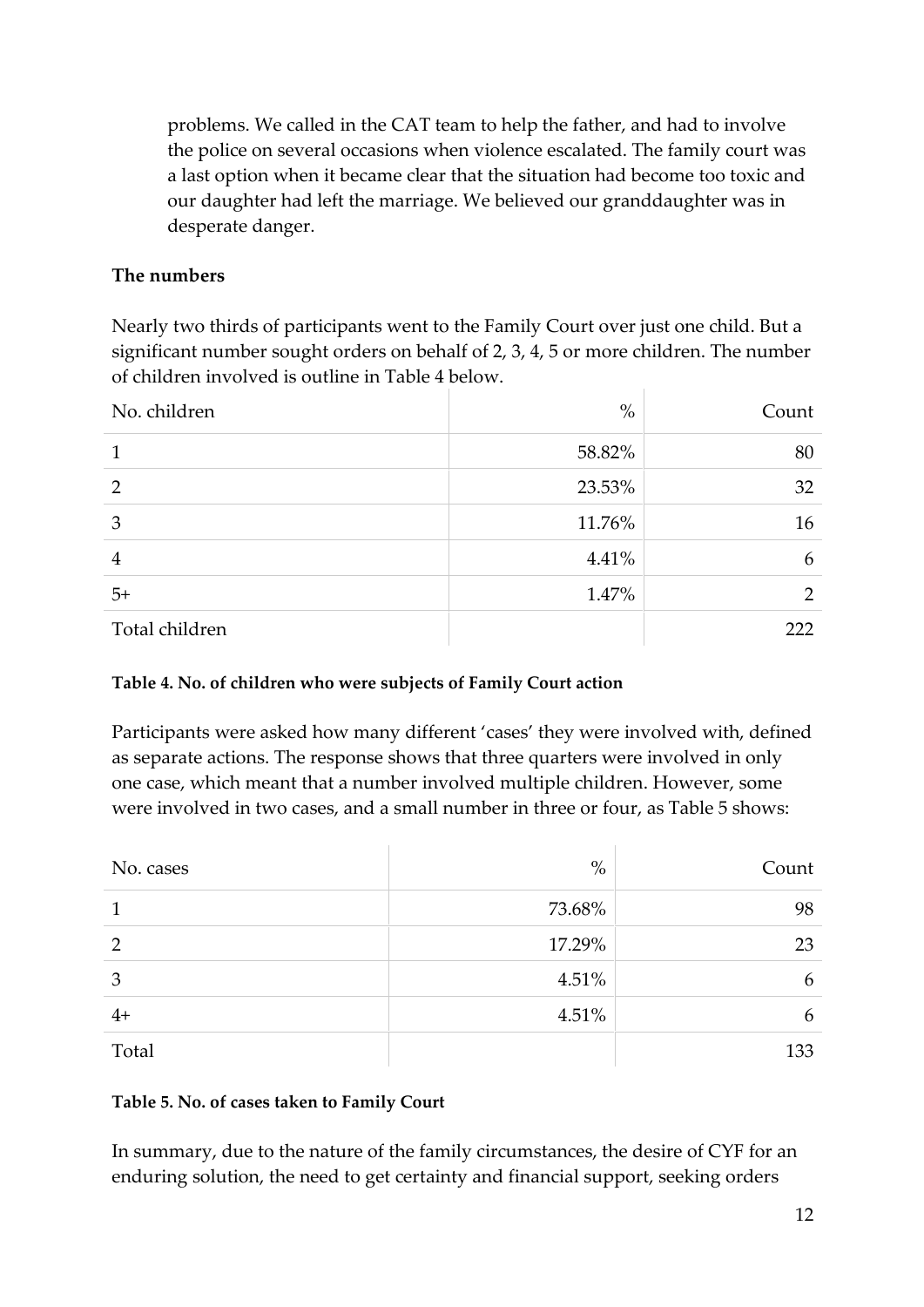problems. We called in the CAT team to help the father, and had to involve the police on several occasions when violence escalated. The family court was a last option when it became clear that the situation had become too toxic and our daughter had left the marriage. We believed our granddaughter was in desperate danger.

**The numbers**

Nearly two thirds of participants went to the Family Court over just one child. But a significant number sought orders on behalf of 2, 3, 4, 5 or more children. The number of children involved is outline in Table 4 below.

| No. children | % | Count |
|---|---|---|
| 1 | 58.82% | 80 |
| 2 | 23.53% | 32 |
| 3 | 11.76% | 16 |
| 4 | 4.41% | 6 |
| 5+ | 1.47% | 2 |
| Total children | | 222 |

**Table 4. No. of children who were subjects of Family Court action**

Participants were asked how many different 'cases' they were involved with, defined as separate actions. The response shows that three quarters were involved in only one case, which meant that a number involved multiple children. However, some were involved in two cases, and a small number in three or four, as Table 5 shows:

| No. cases | % | Count |
|---|---|---|
| 1 | 73.68% | 98 |
| 2 | 17.29% | 23 |
| 3 | 4.51% | 6 |
| 4+ | 4.51% | 6 |
| Total | | 133 |

**Table 5. No. of cases taken to Family Court**

In summary, due to the nature of the family circumstances, the desire of CYF for an enduring solution, the need to get certainty and financial support, seeking orders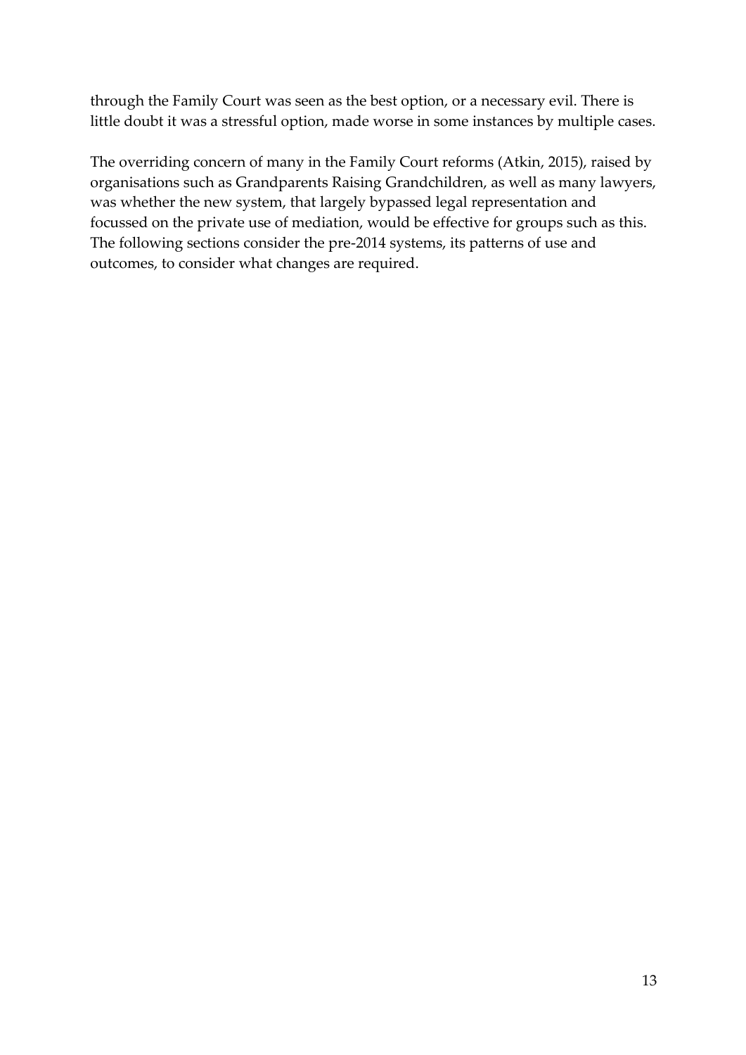through the Family Court was seen as the best option, or a necessary evil. There is little doubt it was a stressful option, made worse in some instances by multiple cases.

The overriding concern of many in the Family Court reforms (Atkin, 2015), raised by organisations such as Grandparents Raising Grandchildren, as well as many lawyers, was whether the new system, that largely bypassed legal representation and focussed on the private use of mediation, would be effective for groups such as this. The following sections consider the pre-2014 systems, its patterns of use and outcomes, to consider what changes are required.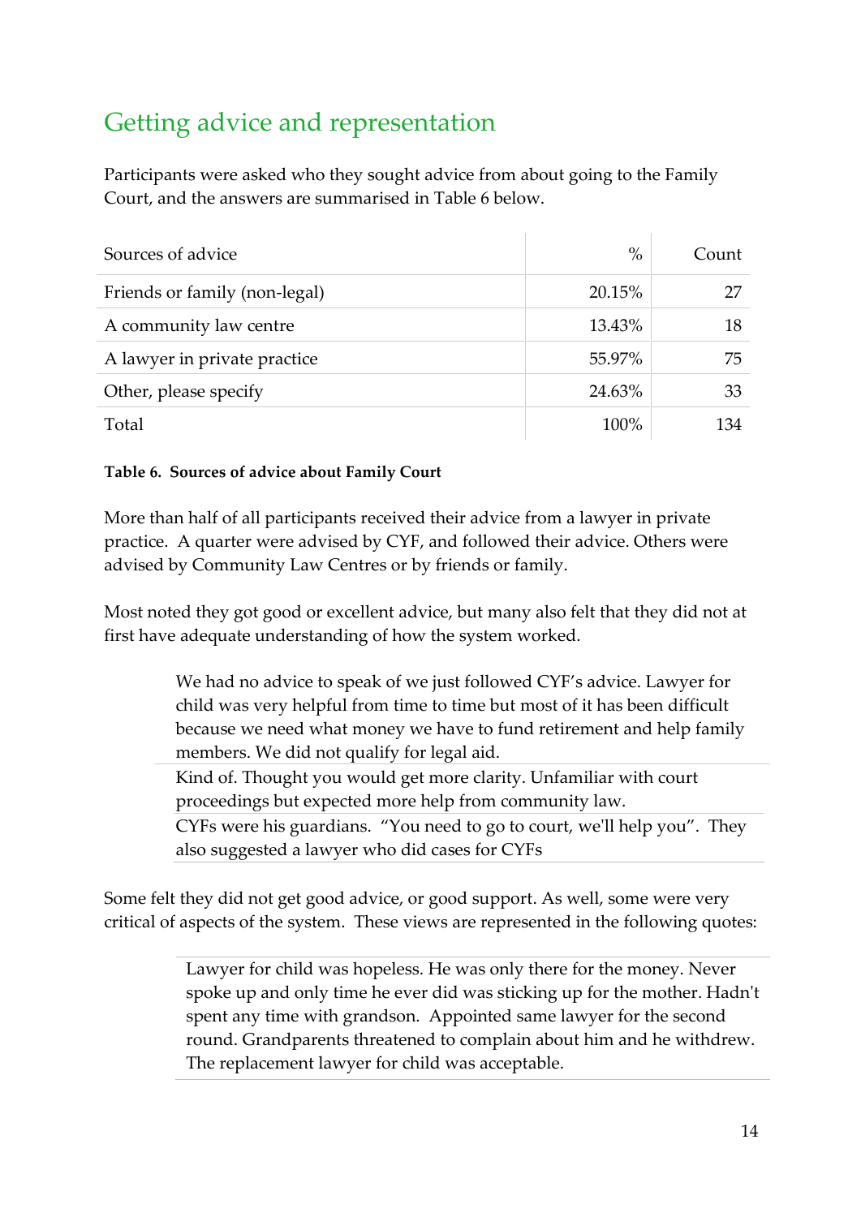## Getting advice and representation

Participants were asked who they sought advice from about going to the Family Court, and the answers are summarised in Table 6 below.

| Sources of advice | % | Count |
|---|---|---|
| Friends or family (non-legal) | 20.15% | 27 |
| A community law centre | 13.43% | 18 |
| A lawyer in private practice | 55.97% | 75 |
| Other, please specify | 24.63% | 33 |
| Total | 100% | 134 |

**Table 6. Sources of advice about Family Court**

More than half of all participants received their advice from a lawyer in private practice. A quarter were advised by CYF, and followed their advice. Others were advised by Community Law Centres or by friends or family.

Most noted they got good or excellent advice, but many also felt that they did not at first have adequate understanding of how the system worked.

> We had no advice to speak of we just followed CYF's advice. Lawyer for child was very helpful from time to time but most of it has been difficult because we need what money we have to fund retirement and help family members. We did not qualify for legal aid.

> Kind of. Thought you would get more clarity. Unfamiliar with court proceedings but expected more help from community law.

> CYFs were his guardians. "You need to go to court, we'll help you". They also suggested a lawyer who did cases for CYFs

Some felt they did not get good advice, or good support. As well, some were very critical of aspects of the system. These views are represented in the following quotes:

> Lawyer for child was hopeless. He was only there for the money. Never spoke up and only time he ever did was sticking up for the mother. Hadn't spent any time with grandson. Appointed same lawyer for the second round. Grandparents threatened to complain about him and he withdrew. The replacement lawyer for child was acceptable.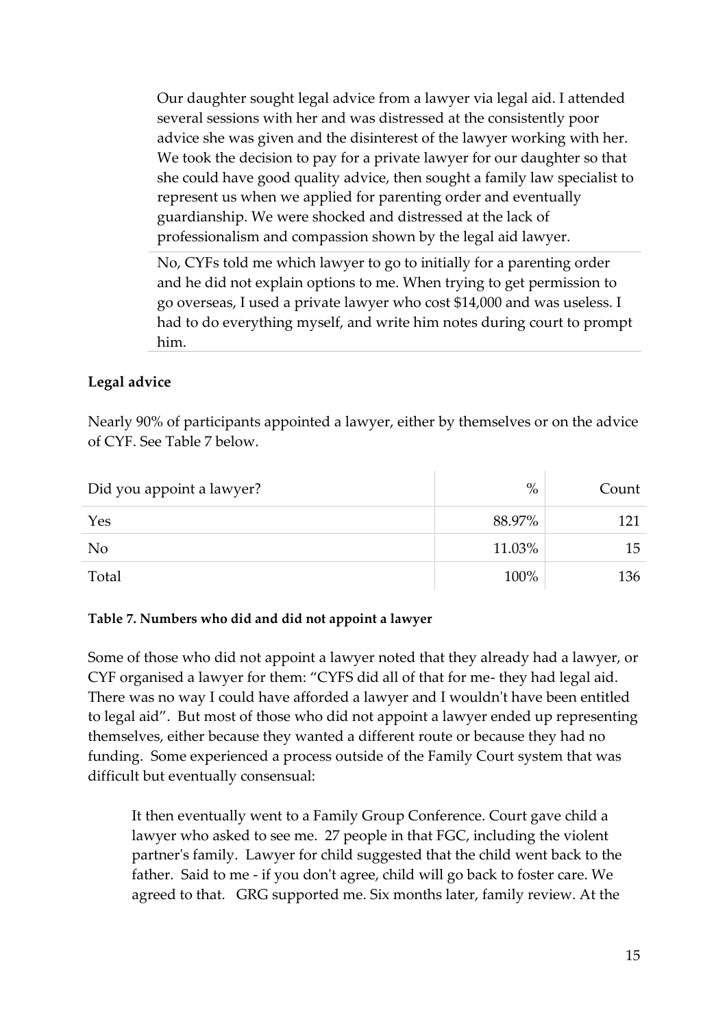> Our daughter sought legal advice from a lawyer via legal aid. I attended several sessions with her and was distressed at the consistently poor advice she was given and the disinterest of the lawyer working with her. We took the decision to pay for a private lawyer for our daughter so that she could have good quality advice, then sought a family law specialist to represent us when we applied for parenting order and eventually guardianship. We were shocked and distressed at the lack of professionalism and compassion shown by the legal aid lawyer.

> No, CYFs told me which lawyer to go to initially for a parenting order and he did not explain options to me. When trying to get permission to go overseas, I used a private lawyer who cost $14,000 and was useless. I had to do everything myself, and write him notes during court to prompt him.

**Legal advice**

Nearly 90% of participants appointed a lawyer, either by themselves or on the advice of CYF. See Table 7 below.

| Did you appoint a lawyer? | % | Count |
|---|---|---|
| Yes | 88.97% | 121 |
| No | 11.03% | 15 |
| Total | 100% | 136 |

**Table 7. Numbers who did and did not appoint a lawyer**

Some of those who did not appoint a lawyer noted that they already had a lawyer, or CYF organised a lawyer for them: "CYFS did all of that for me- they had legal aid. There was no way I could have afforded a lawyer and I wouldn't have been entitled to legal aid". But most of those who did not appoint a lawyer ended up representing themselves, either because they wanted a different route or because they had no funding. Some experienced a process outside of the Family Court system that was difficult but eventually consensual:

> It then eventually went to a Family Group Conference. Court gave child a lawyer who asked to see me. 27 people in that FGC, including the violent partner's family. Lawyer for child suggested that the child went back to the father. Said to me - if you don't agree, child will go back to foster care. We agreed to that. GRG supported me. Six months later, family review. At the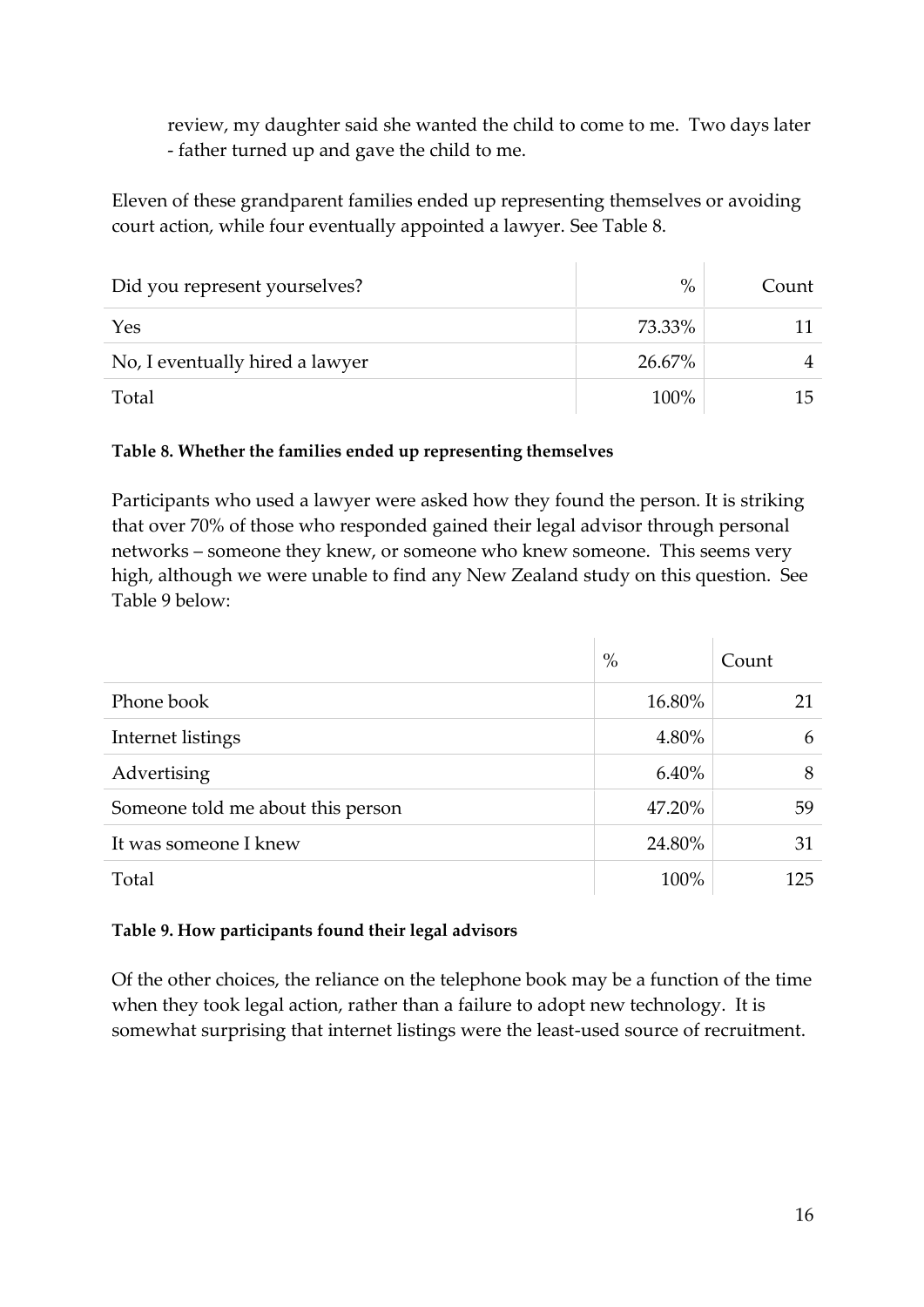> review, my daughter said she wanted the child to come to me. Two days later - father turned up and gave the child to me.

Eleven of these grandparent families ended up representing themselves or avoiding court action, while four eventually appointed a lawyer. See Table 8.

| Did you represent yourselves? | % | Count |
|---|---|---|
| Yes | 73.33% | 11 |
| No, I eventually hired a lawyer | 26.67% | 4 |
| Total | 100% | 15 |

**Table 8. Whether the families ended up representing themselves**

Participants who used a lawyer were asked how they found the person. It is striking that over 70% of those who responded gained their legal advisor through personal networks – someone they knew, or someone who knew someone. This seems very high, although we were unable to find any New Zealand study on this question. See Table 9 below:

| | % | Count |
|---|---|---|
| Phone book | 16.80% | 21 |
| Internet listings | 4.80% | 6 |
| Advertising | 6.40% | 8 |
| Someone told me about this person | 47.20% | 59 |
| It was someone I knew | 24.80% | 31 |
| Total | 100% | 125 |

**Table 9. How participants found their legal advisors**

Of the other choices, the reliance on the telephone book may be a function of the time when they took legal action, rather than a failure to adopt new technology. It is somewhat surprising that internet listings were the least-used source of recruitment.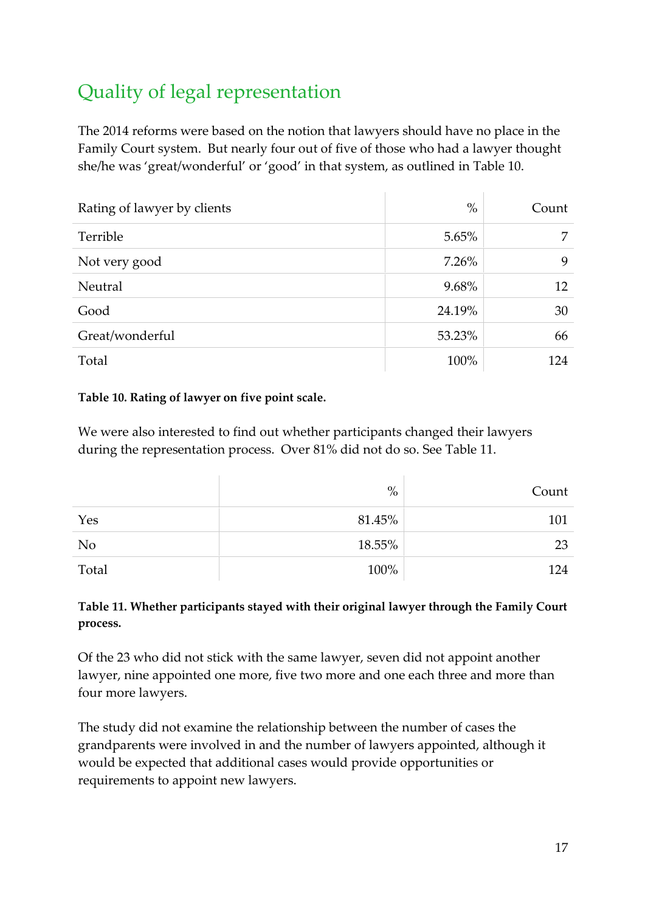## Quality of legal representation

The 2014 reforms were based on the notion that lawyers should have no place in the Family Court system. But nearly four out of five of those who had a lawyer thought she/he was 'great/wonderful' or 'good' in that system, as outlined in Table 10.

| Rating of lawyer by clients | % | Count |
|---|---|---|
| Terrible | 5.65% | 7 |
| Not very good | 7.26% | 9 |
| Neutral | 9.68% | 12 |
| Good | 24.19% | 30 |
| Great/wonderful | 53.23% | 66 |
| Total | 100% | 124 |

**Table 10. Rating of lawyer on five point scale.**

We were also interested to find out whether participants changed their lawyers during the representation process. Over 81% did not do so. See Table 11.

| | % | Count |
|---|---|---|
| Yes | 81.45% | 101 |
| No | 18.55% | 23 |
| Total | 100% | 124 |

**Table 11. Whether participants stayed with their original lawyer through the Family Court process.**

Of the 23 who did not stick with the same lawyer, seven did not appoint another lawyer, nine appointed one more, five two more and one each three and more than four more lawyers.

The study did not examine the relationship between the number of cases the grandparents were involved in and the number of lawyers appointed, although it would be expected that additional cases would provide opportunities or requirements to appoint new lawyers.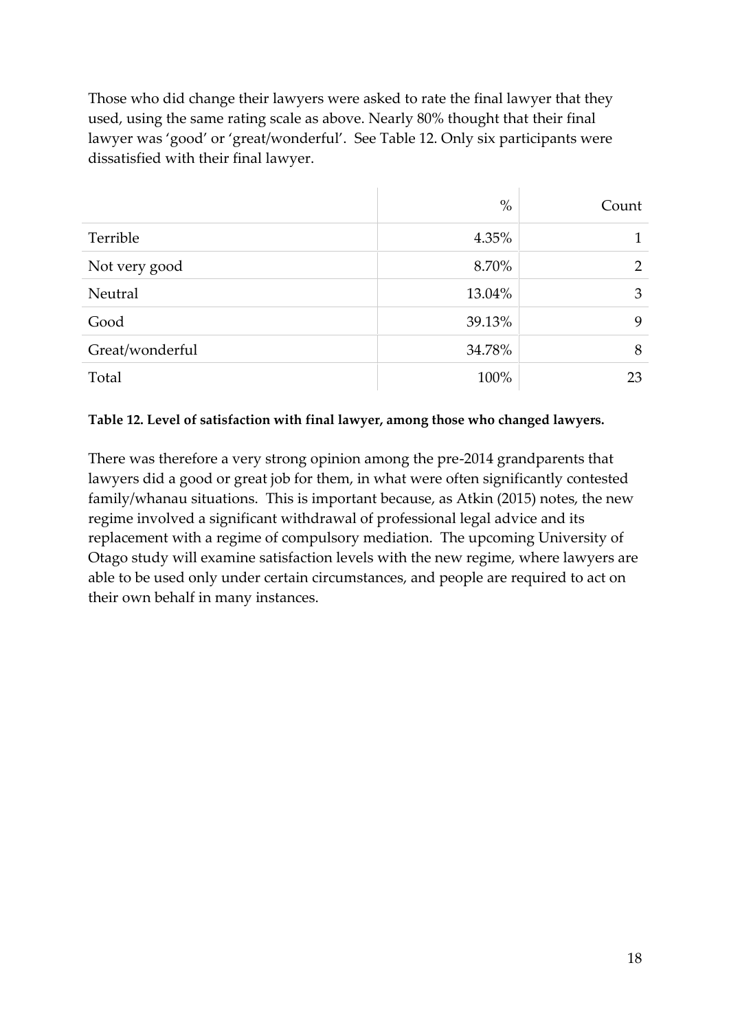Those who did change their lawyers were asked to rate the final lawyer that they used, using the same rating scale as above. Nearly 80% thought that their final lawyer was 'good' or 'great/wonderful'. See Table 12. Only six participants were dissatisfied with their final lawyer.

| | % | Count |
|---|---|---|
| Terrible | 4.35% | 1 |
| Not very good | 8.70% | 2 |
| Neutral | 13.04% | 3 |
| Good | 39.13% | 9 |
| Great/wonderful | 34.78% | 8 |
| Total | 100% | 23 |

**Table 12. Level of satisfaction with final lawyer, among those who changed lawyers.**

There was therefore a very strong opinion among the pre-2014 grandparents that lawyers did a good or great job for them, in what were often significantly contested family/whanau situations. This is important because, as Atkin (2015) notes, the new regime involved a significant withdrawal of professional legal advice and its replacement with a regime of compulsory mediation. The upcoming University of Otago study will examine satisfaction levels with the new regime, where lawyers are able to be used only under certain circumstances, and people are required to act on their own behalf in many instances.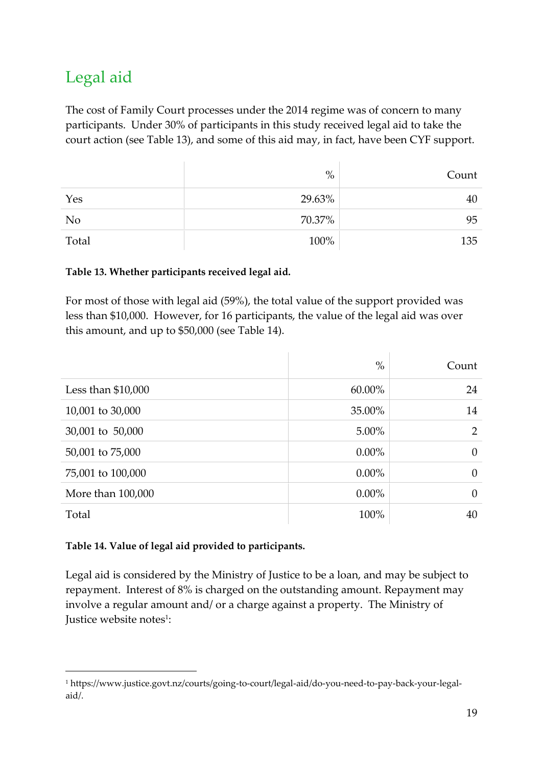## Legal aid

The cost of Family Court processes under the 2014 regime was of concern to many participants. Under 30% of participants in this study received legal aid to take the court action (see Table 13), and some of this aid may, in fact, have been CYF support.

| | % | Count |
|---|---|---|
| Yes | 29.63% | 40 |
| No | 70.37% | 95 |
| Total | 100% | 135 |

**Table 13. Whether participants received legal aid.**

For most of those with legal aid (59%), the total value of the support provided was less than $10,000. However, for 16 participants, the value of the legal aid was over this amount, and up to $50,000 (see Table 14).

| | % | Count |
|---|---|---|
| Less than $10,000 | 60.00% | 24 |
| 10,001 to 30,000 | 35.00% | 14 |
| 30,001 to 50,000 | 5.00% | 2 |
| 50,001 to 75,000 | 0.00% | 0 |
| 75,001 to 100,000 | 0.00% | 0 |
| More than 100,000 | 0.00% | 0 |
| Total | 100% | 40 |

**Table 14. Value of legal aid provided to participants.**

Legal aid is considered by the Ministry of Justice to be a loan, and may be subject to repayment. Interest of 8% is charged on the outstanding amount. Repayment may involve a regular amount and/ or a charge against a property. The Ministry of Justice website notes[1]:

[1] https://www.justice.govt.nz/courts/going-to-court/legal-aid/do-you-need-to-pay-back-your-legal-aid/.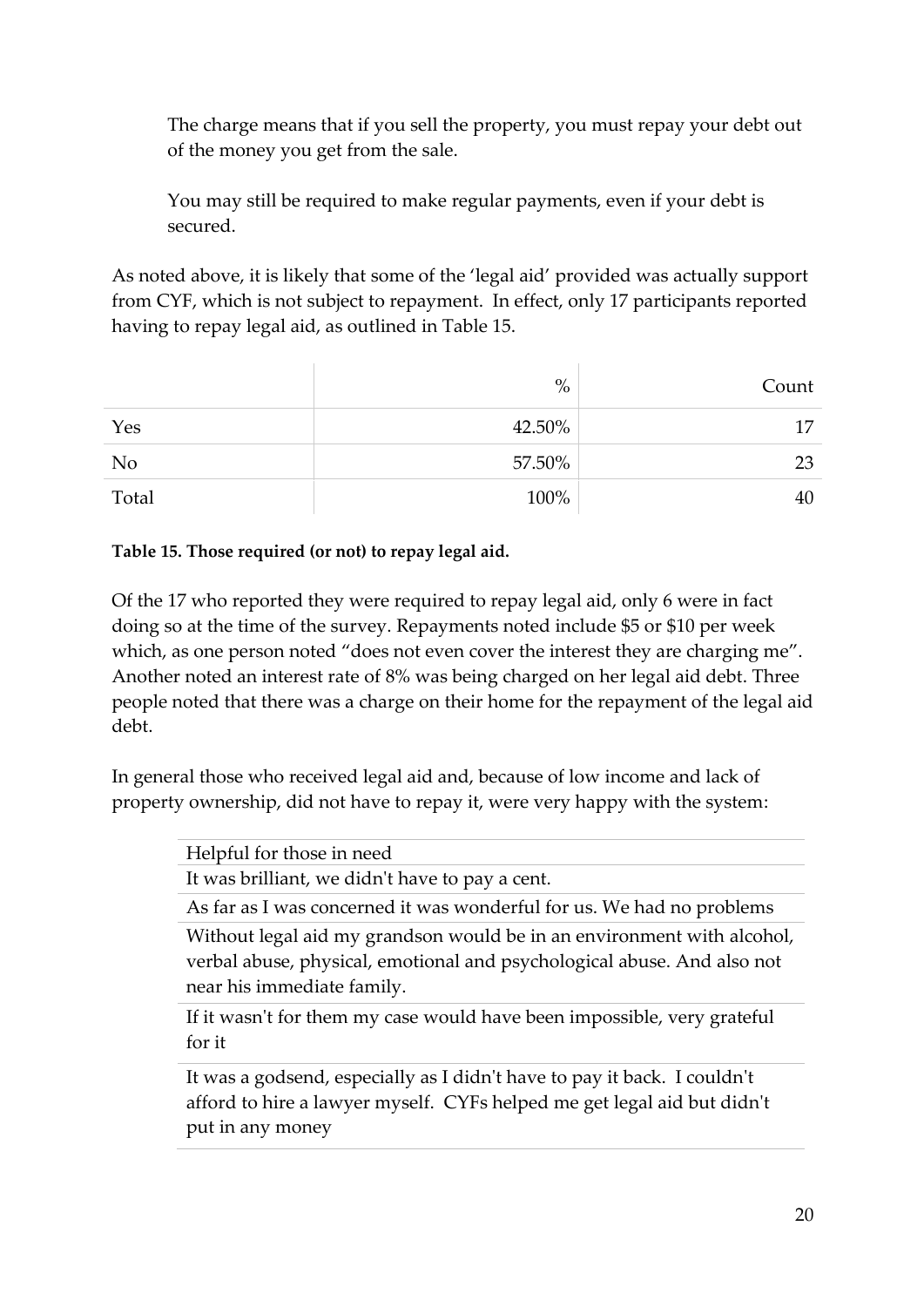> The charge means that if you sell the property, you must repay your debt out of the money you get from the sale.
>
> You may still be required to make regular payments, even if your debt is secured.

As noted above, it is likely that some of the 'legal aid' provided was actually support from CYF, which is not subject to repayment. In effect, only 17 participants reported having to repay legal aid, as outlined in Table 15.

| | % | Count |
|---|---|---|
| Yes | 42.50% | 17 |
| No | 57.50% | 23 |
| Total | 100% | 40 |

**Table 15. Those required (or not) to repay legal aid.**

Of the 17 who reported they were required to repay legal aid, only 6 were in fact doing so at the time of the survey. Repayments noted include $5 or $10 per week which, as one person noted "does not even cover the interest they are charging me". Another noted an interest rate of 8% was being charged on her legal aid debt. Three people noted that there was a charge on their home for the repayment of the legal aid debt.

In general those who received legal aid and, because of low income and lack of property ownership, did not have to repay it, were very happy with the system:

| |
|---|
| Helpful for those in need |
| It was brilliant, we didn't have to pay a cent. |
| As far as I was concerned it was wonderful for us. We had no problems |
| Without legal aid my grandson would be in an environment with alcohol, verbal abuse, physical, emotional and psychological abuse. And also not near his immediate family. |
| If it wasn't for them my case would have been impossible, very grateful for it |
| It was a godsend, especially as I didn't have to pay it back. I couldn't afford to hire a lawyer myself. CYFs helped me get legal aid but didn't put in any money |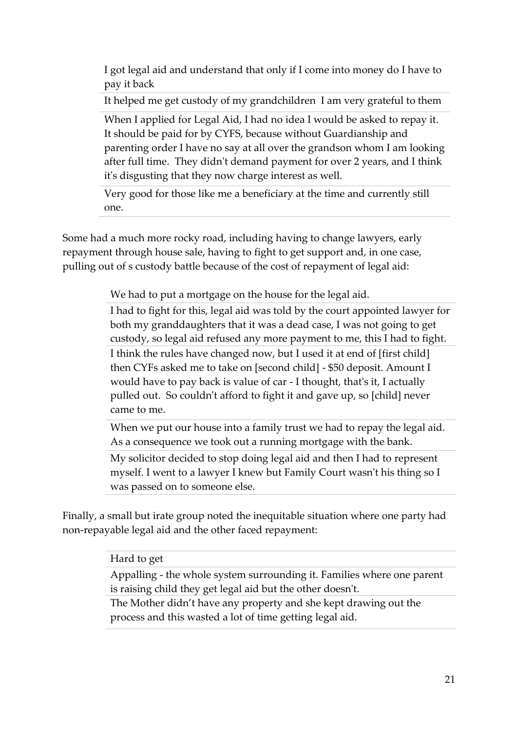> I got legal aid and understand that only if I come into money do I have to pay it back
>
> It helped me get custody of my grandchildren I am very grateful to them
>
> When I applied for Legal Aid, I had no idea I would be asked to repay it. It should be paid for by CYFS, because without Guardianship and parenting order I have no say at all over the grandson whom I am looking after full time. They didn't demand payment for over 2 years, and I think it's disgusting that they now charge interest as well.
>
> Very good for those like me a beneficiary at the time and currently still one.

Some had a much more rocky road, including having to change lawyers, early repayment through house sale, having to fight to get support and, in one case, pulling out of s custody battle because of the cost of repayment of legal aid:

> We had to put a mortgage on the house for the legal aid.
>
> I had to fight for this, legal aid was told by the court appointed lawyer for both my granddaughters that it was a dead case, I was not going to get custody, so legal aid refused any more payment to me, this I had to fight.
>
> I think the rules have changed now, but I used it at end of [first child] then CYFs asked me to take on [second child] - $50 deposit. Amount I would have to pay back is value of car - I thought, that's it, I actually pulled out. So couldn't afford to fight it and gave up, so [child] never came to me.
>
> When we put our house into a family trust we had to repay the legal aid. As a consequence we took out a running mortgage with the bank.
>
> My solicitor decided to stop doing legal aid and then I had to represent myself. I went to a lawyer I knew but Family Court wasn't his thing so I was passed on to someone else.

Finally, a small but irate group noted the inequitable situation where one party had non-repayable legal aid and the other faced repayment:

> Hard to get
>
> Appalling - the whole system surrounding it. Families where one parent is raising child they get legal aid but the other doesn't.
>
> The Mother didn't have any property and she kept drawing out the process and this wasted a lot of time getting legal aid.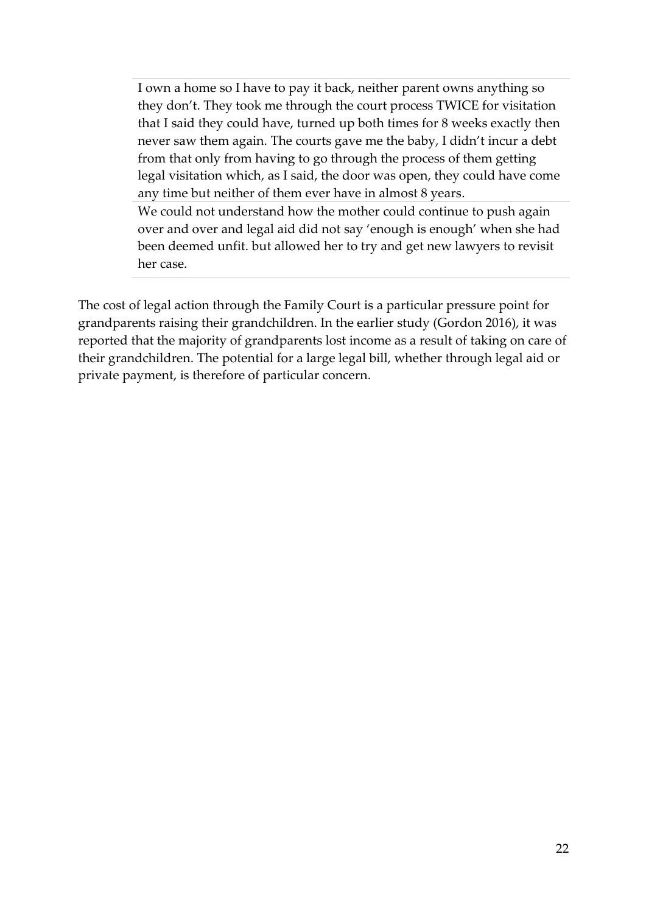> I own a home so I have to pay it back, neither parent owns anything so they don't. They took me through the court process TWICE for visitation that I said they could have, turned up both times for 8 weeks exactly then never saw them again. The courts gave me the baby, I didn't incur a debt from that only from having to go through the process of them getting legal visitation which, as I said, the door was open, they could have come any time but neither of them ever have in almost 8 years.

> We could not understand how the mother could continue to push again over and over and legal aid did not say 'enough is enough' when she had been deemed unfit. but allowed her to try and get new lawyers to revisit her case.

The cost of legal action through the Family Court is a particular pressure point for grandparents raising their grandchildren. In the earlier study (Gordon 2016), it was reported that the majority of grandparents lost income as a result of taking on care of their grandchildren. The potential for a large legal bill, whether through legal aid or private payment, is therefore of particular concern.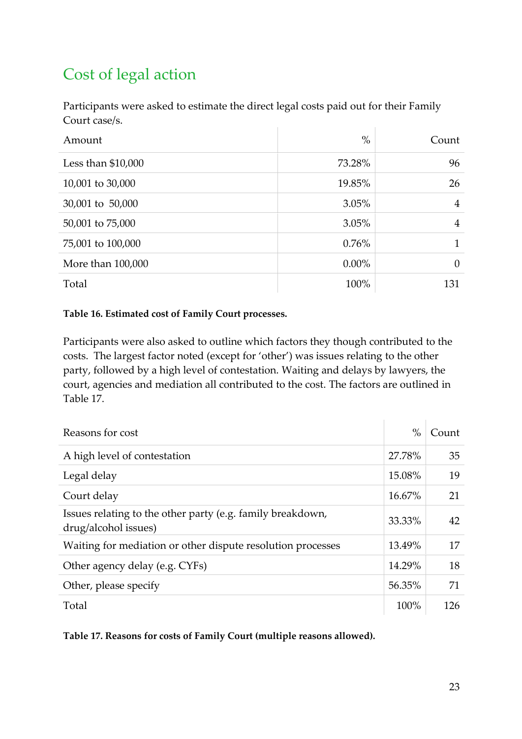## Cost of legal action

Participants were asked to estimate the direct legal costs paid out for their Family Court case/s.

| Amount | % | Count |
|---|---|---|
| Less than $10,000 | 73.28% | 96 |
| 10,001 to 30,000 | 19.85% | 26 |
| 30,001 to 50,000 | 3.05% | 4 |
| 50,001 to 75,000 | 3.05% | 4 |
| 75,001 to 100,000 | 0.76% | 1 |
| More than 100,000 | 0.00% | 0 |
| Total | 100% | 131 |

**Table 16. Estimated cost of Family Court processes.**

Participants were also asked to outline which factors they though contributed to the costs. The largest factor noted (except for 'other') was issues relating to the other party, followed by a high level of contestation. Waiting and delays by lawyers, the court, agencies and mediation all contributed to the cost. The factors are outlined in Table 17.

| Reasons for cost | % | Count |
|---|---|---|
| A high level of contestation | 27.78% | 35 |
| Legal delay | 15.08% | 19 |
| Court delay | 16.67% | 21 |
| Issues relating to the other party (e.g. family breakdown, drug/alcohol issues) | 33.33% | 42 |
| Waiting for mediation or other dispute resolution processes | 13.49% | 17 |
| Other agency delay (e.g. CYFs) | 14.29% | 18 |
| Other, please specify | 56.35% | 71 |
| Total | 100% | 126 |

**Table 17. Reasons for costs of Family Court (multiple reasons allowed).**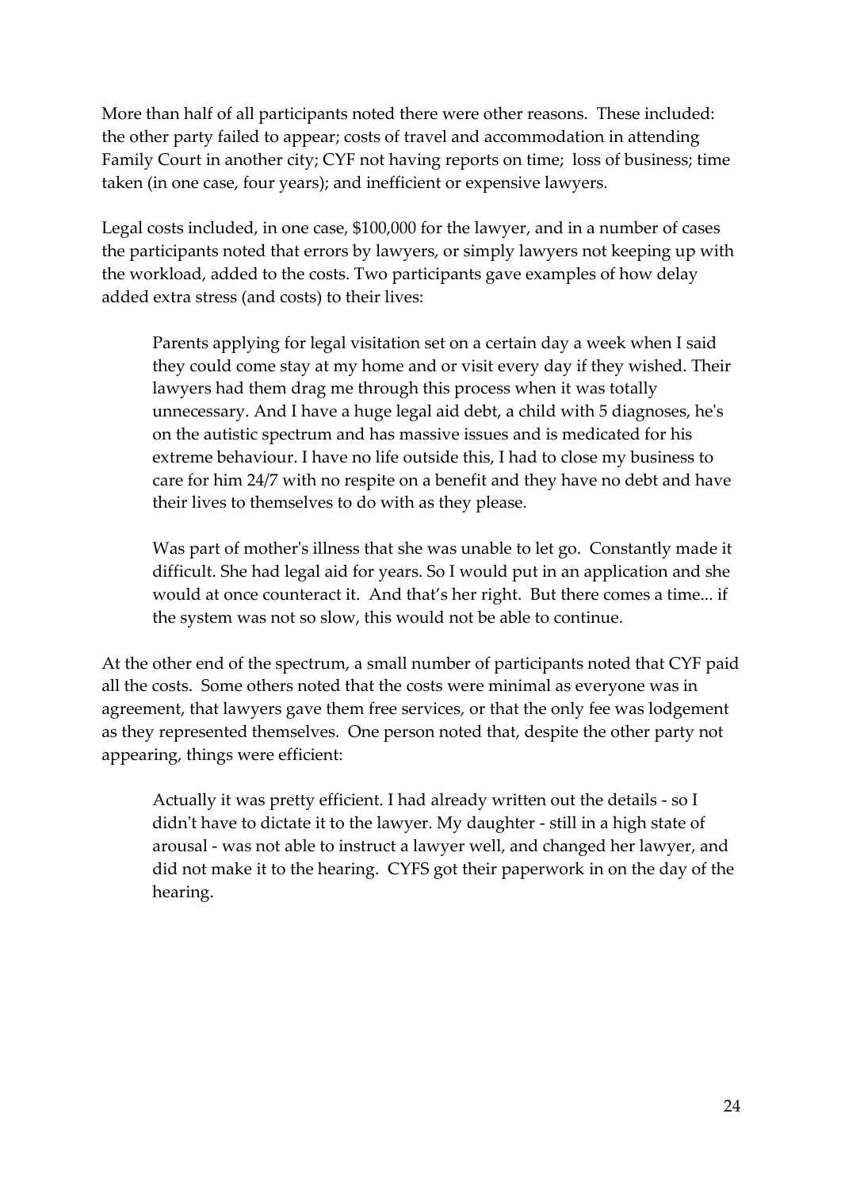More than half of all participants noted there were other reasons. These included: the other party failed to appear; costs of travel and accommodation in attending Family Court in another city; CYF not having reports on time; loss of business; time taken (in one case, four years); and inefficient or expensive lawyers.

Legal costs included, in one case, $100,000 for the lawyer, and in a number of cases the participants noted that errors by lawyers, or simply lawyers not keeping up with the workload, added to the costs. Two participants gave examples of how delay added extra stress (and costs) to their lives:

> Parents applying for legal visitation set on a certain day a week when I said they could come stay at my home and or visit every day if they wished. Their lawyers had them drag me through this process when it was totally unnecessary. And I have a huge legal aid debt, a child with 5 diagnoses, he's on the autistic spectrum and has massive issues and is medicated for his extreme behaviour. I have no life outside this, I had to close my business to care for him 24/7 with no respite on a benefit and they have no debt and have their lives to themselves to do with as they please.

> Was part of mother's illness that she was unable to let go. Constantly made it difficult. She had legal aid for years. So I would put in an application and she would at once counteract it. And that's her right. But there comes a time... if the system was not so slow, this would not be able to continue.

At the other end of the spectrum, a small number of participants noted that CYF paid all the costs. Some others noted that the costs were minimal as everyone was in agreement, that lawyers gave them free services, or that the only fee was lodgement as they represented themselves. One person noted that, despite the other party not appearing, things were efficient:

> Actually it was pretty efficient. I had already written out the details - so I didn't have to dictate it to the lawyer. My daughter - still in a high state of arousal - was not able to instruct a lawyer well, and changed her lawyer, and did not make it to the hearing. CYFS got their paperwork in on the day of the hearing.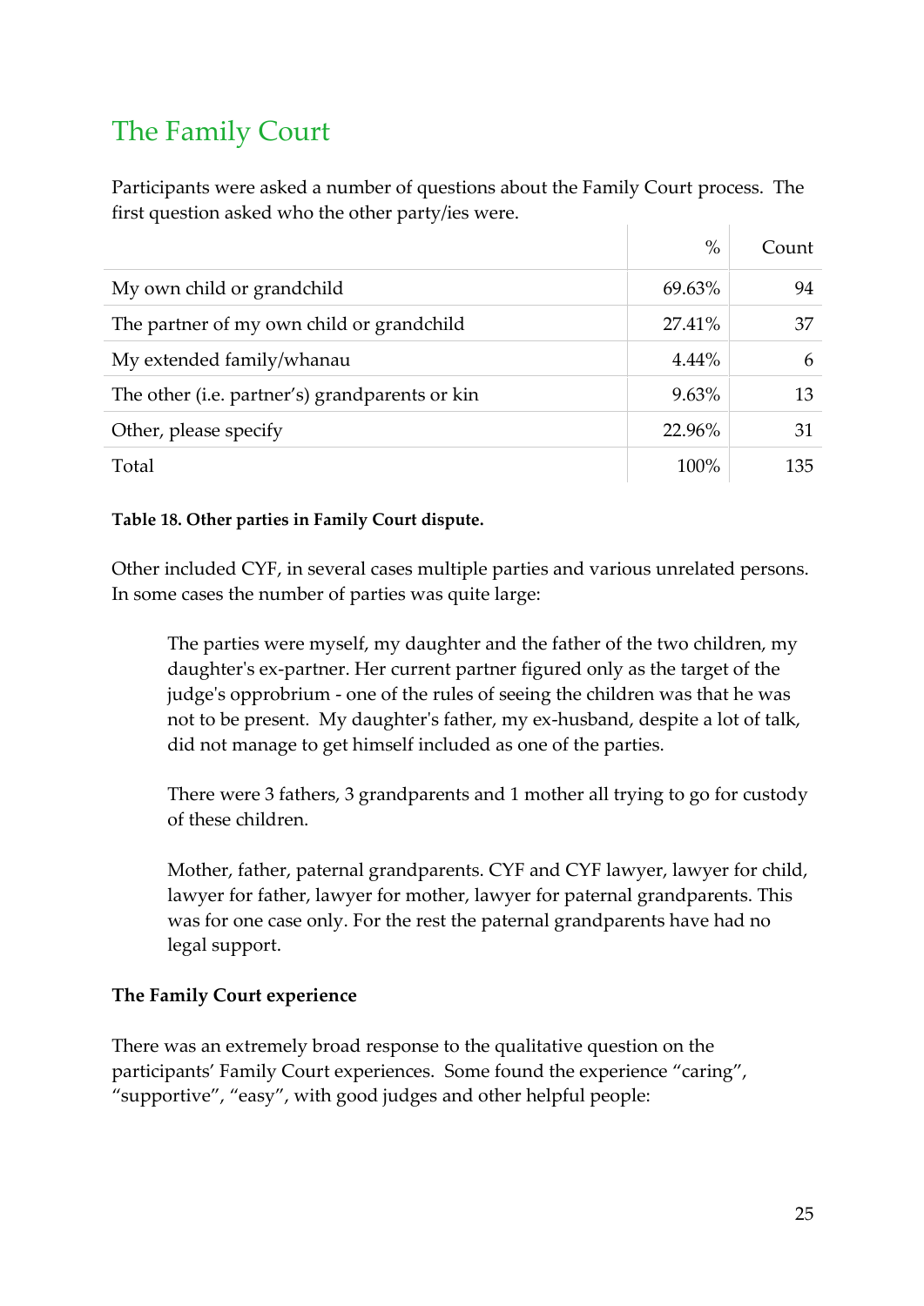## The Family Court

Participants were asked a number of questions about the Family Court process. The first question asked who the other party/ies were.

| | % | Count |
|---|---|---|
| My own child or grandchild | 69.63% | 94 |
| The partner of my own child or grandchild | 27.41% | 37 |
| My extended family/whanau | 4.44% | 6 |
| The other (i.e. partner's) grandparents or kin | 9.63% | 13 |
| Other, please specify | 22.96% | 31 |
| Total | 100% | 135 |

**Table 18. Other parties in Family Court dispute.**

Other included CYF, in several cases multiple parties and various unrelated persons. In some cases the number of parties was quite large:

> The parties were myself, my daughter and the father of the two children, my daughter's ex-partner. Her current partner figured only as the target of the judge's opprobrium - one of the rules of seeing the children was that he was not to be present. My daughter's father, my ex-husband, despite a lot of talk, did not manage to get himself included as one of the parties.
>
> There were 3 fathers, 3 grandparents and 1 mother all trying to go for custody of these children.
>
> Mother, father, paternal grandparents. CYF and CYF lawyer, lawyer for child, lawyer for father, lawyer for mother, lawyer for paternal grandparents. This was for one case only. For the rest the paternal grandparents have had no legal support.

**The Family Court experience**

There was an extremely broad response to the qualitative question on the participants' Family Court experiences. Some found the experience "caring", "supportive", "easy", with good judges and other helpful people: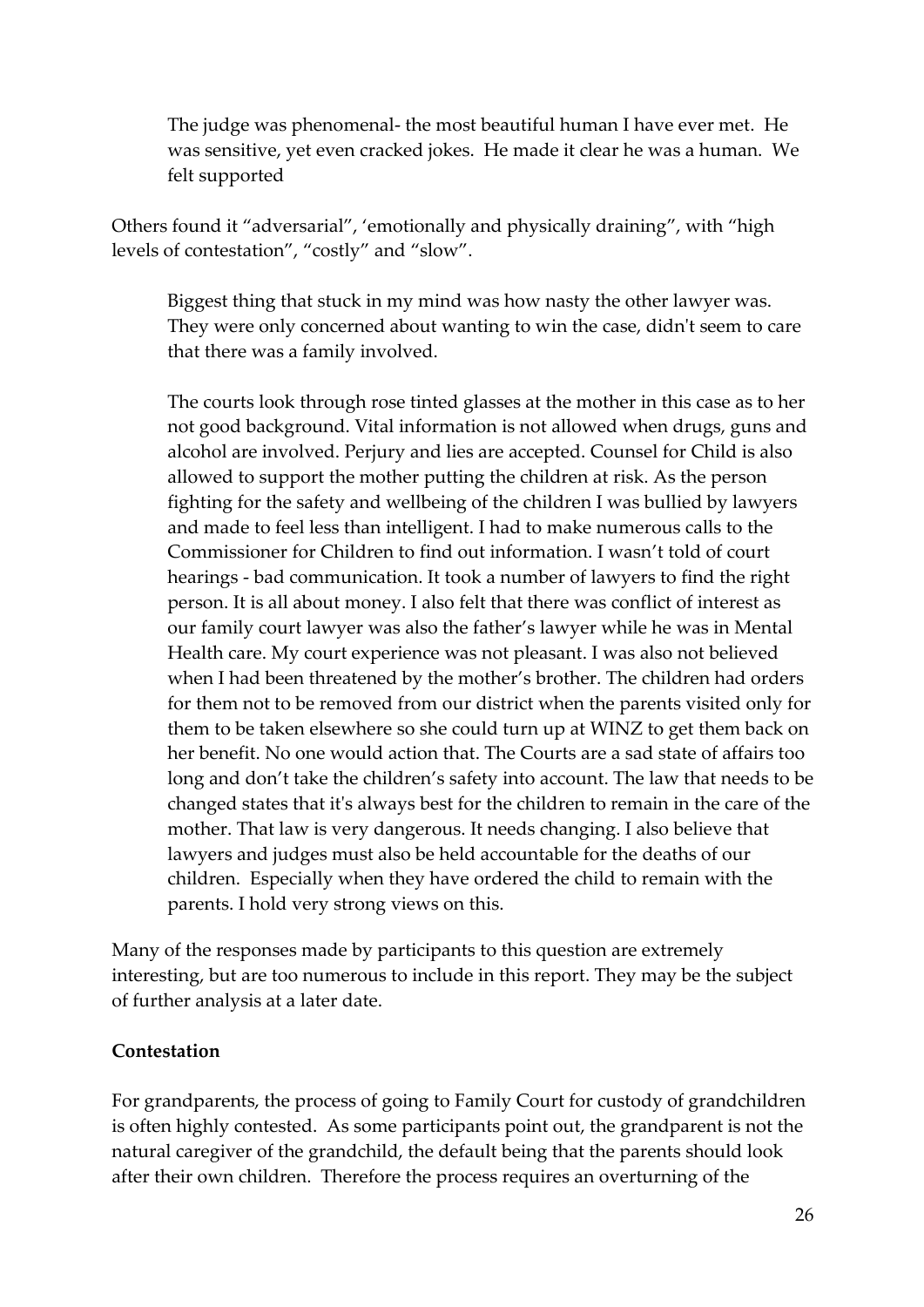> The judge was phenomenal- the most beautiful human I have ever met. He was sensitive, yet even cracked jokes. He made it clear he was a human. We felt supported

Others found it "adversarial", 'emotionally and physically draining", with "high levels of contestation", "costly" and "slow".

> Biggest thing that stuck in my mind was how nasty the other lawyer was. They were only concerned about wanting to win the case, didn't seem to care that there was a family involved.
>
> The courts look through rose tinted glasses at the mother in this case as to her not good background. Vital information is not allowed when drugs, guns and alcohol are involved. Perjury and lies are accepted. Counsel for Child is also allowed to support the mother putting the children at risk. As the person fighting for the safety and wellbeing of the children I was bullied by lawyers and made to feel less than intelligent. I had to make numerous calls to the Commissioner for Children to find out information. I wasn't told of court hearings - bad communication. It took a number of lawyers to find the right person. It is all about money. I also felt that there was conflict of interest as our family court lawyer was also the father's lawyer while he was in Mental Health care. My court experience was not pleasant. I was also not believed when I had been threatened by the mother's brother. The children had orders for them not to be removed from our district when the parents visited only for them to be taken elsewhere so she could turn up at WINZ to get them back on her benefit. No one would action that. The Courts are a sad state of affairs too long and don't take the children's safety into account. The law that needs to be changed states that it's always best for the children to remain in the care of the mother. That law is very dangerous. It needs changing. I also believe that lawyers and judges must also be held accountable for the deaths of our children. Especially when they have ordered the child to remain with the parents. I hold very strong views on this.

Many of the responses made by participants to this question are extremely interesting, but are too numerous to include in this report. They may be the subject of further analysis at a later date.

**Contestation**

For grandparents, the process of going to Family Court for custody of grandchildren is often highly contested. As some participants point out, the grandparent is not the natural caregiver of the grandchild, the default being that the parents should look after their own children. Therefore the process requires an overturning of the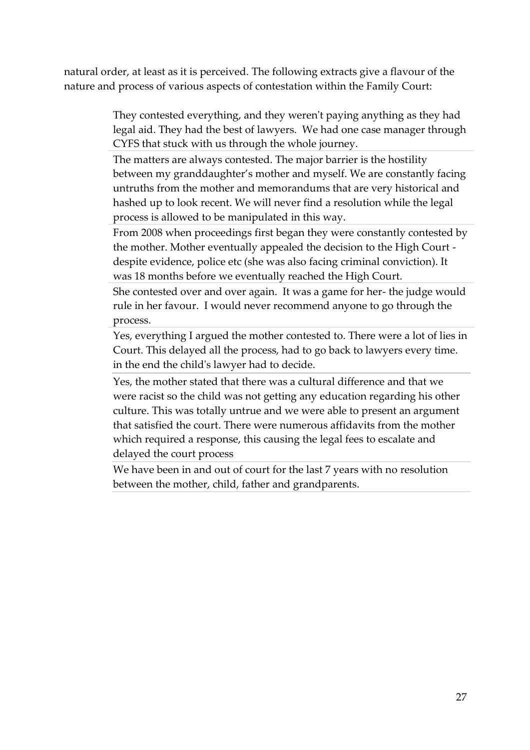natural order, at least as it is perceived. The following extracts give a flavour of the nature and process of various aspects of contestation within the Family Court:

> They contested everything, and they weren't paying anything as they had legal aid. They had the best of lawyers. We had one case manager through CYFS that stuck with us through the whole journey.

> The matters are always contested. The major barrier is the hostility between my granddaughter's mother and myself. We are constantly facing untruths from the mother and memorandums that are very historical and hashed up to look recent. We will never find a resolution while the legal process is allowed to be manipulated in this way.

> From 2008 when proceedings first began they were constantly contested by the mother. Mother eventually appealed the decision to the High Court - despite evidence, police etc (she was also facing criminal conviction). It was 18 months before we eventually reached the High Court.

> She contested over and over again. It was a game for her- the judge would rule in her favour. I would never recommend anyone to go through the process.

> Yes, everything I argued the mother contested to. There were a lot of lies in Court. This delayed all the process, had to go back to lawyers every time. in the end the child's lawyer had to decide.

> Yes, the mother stated that there was a cultural difference and that we were racist so the child was not getting any education regarding his other culture. This was totally untrue and we were able to present an argument that satisfied the court. There were numerous affidavits from the mother which required a response, this causing the legal fees to escalate and delayed the court process

> We have been in and out of court for the last 7 years with no resolution between the mother, child, father and grandparents.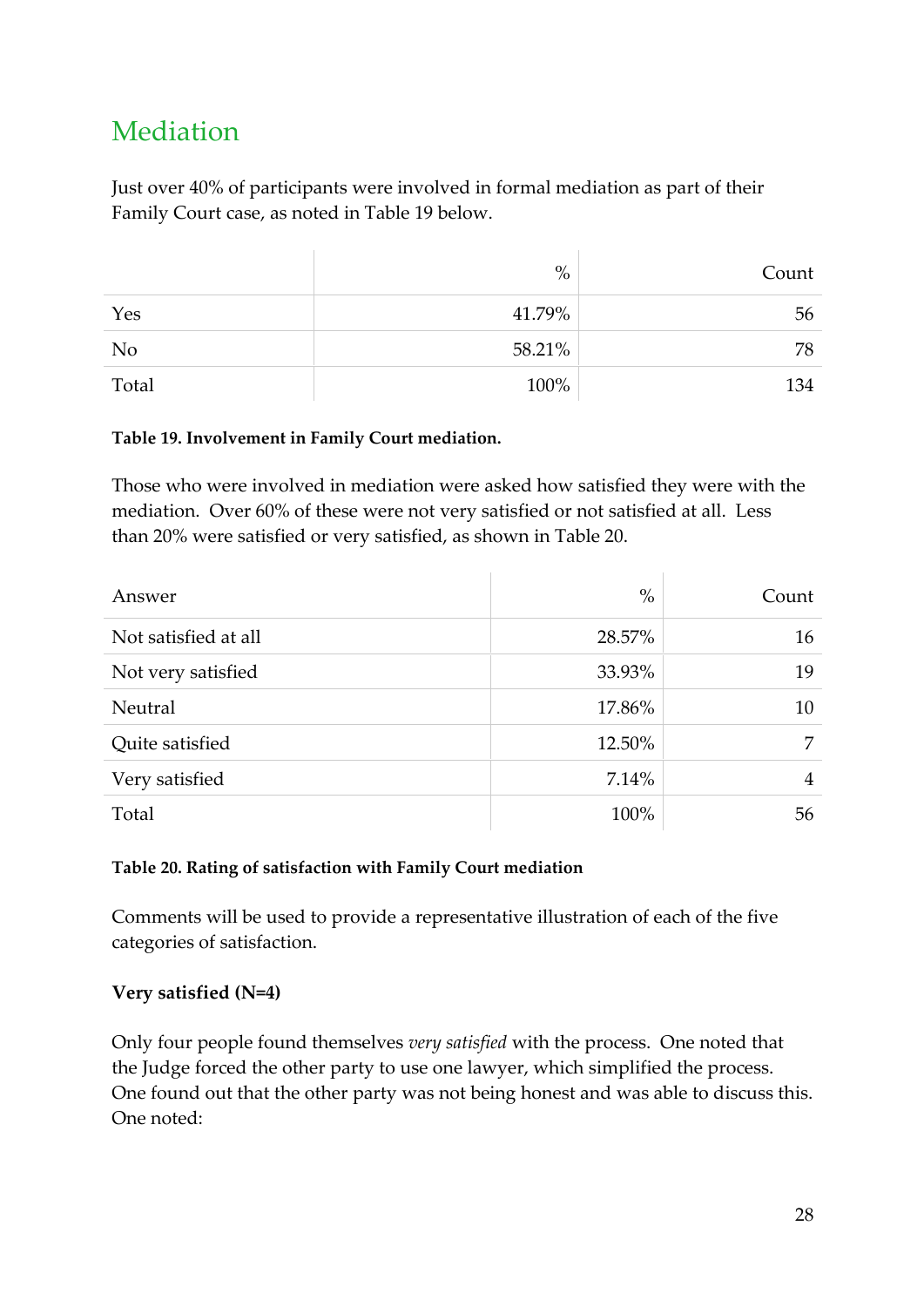## Mediation

Just over 40% of participants were involved in formal mediation as part of their Family Court case, as noted in Table 19 below.

| | % | Count |
|---|---|---|
| Yes | 41.79% | 56 |
| No | 58.21% | 78 |
| Total | 100% | 134 |

**Table 19. Involvement in Family Court mediation.**

Those who were involved in mediation were asked how satisfied they were with the mediation. Over 60% of these were not very satisfied or not satisfied at all. Less than 20% were satisfied or very satisfied, as shown in Table 20.

| Answer | % | Count |
|---|---|---|
| Not satisfied at all | 28.57% | 16 |
| Not very satisfied | 33.93% | 19 |
| Neutral | 17.86% | 10 |
| Quite satisfied | 12.50% | 7 |
| Very satisfied | 7.14% | 4 |
| Total | 100% | 56 |

**Table 20. Rating of satisfaction with Family Court mediation**

Comments will be used to provide a representative illustration of each of the five categories of satisfaction.

**Very satisfied (N=4)**

Only four people found themselves *very satisfied* with the process. One noted that the Judge forced the other party to use one lawyer, which simplified the process. One found out that the other party was not being honest and was able to discuss this. One noted: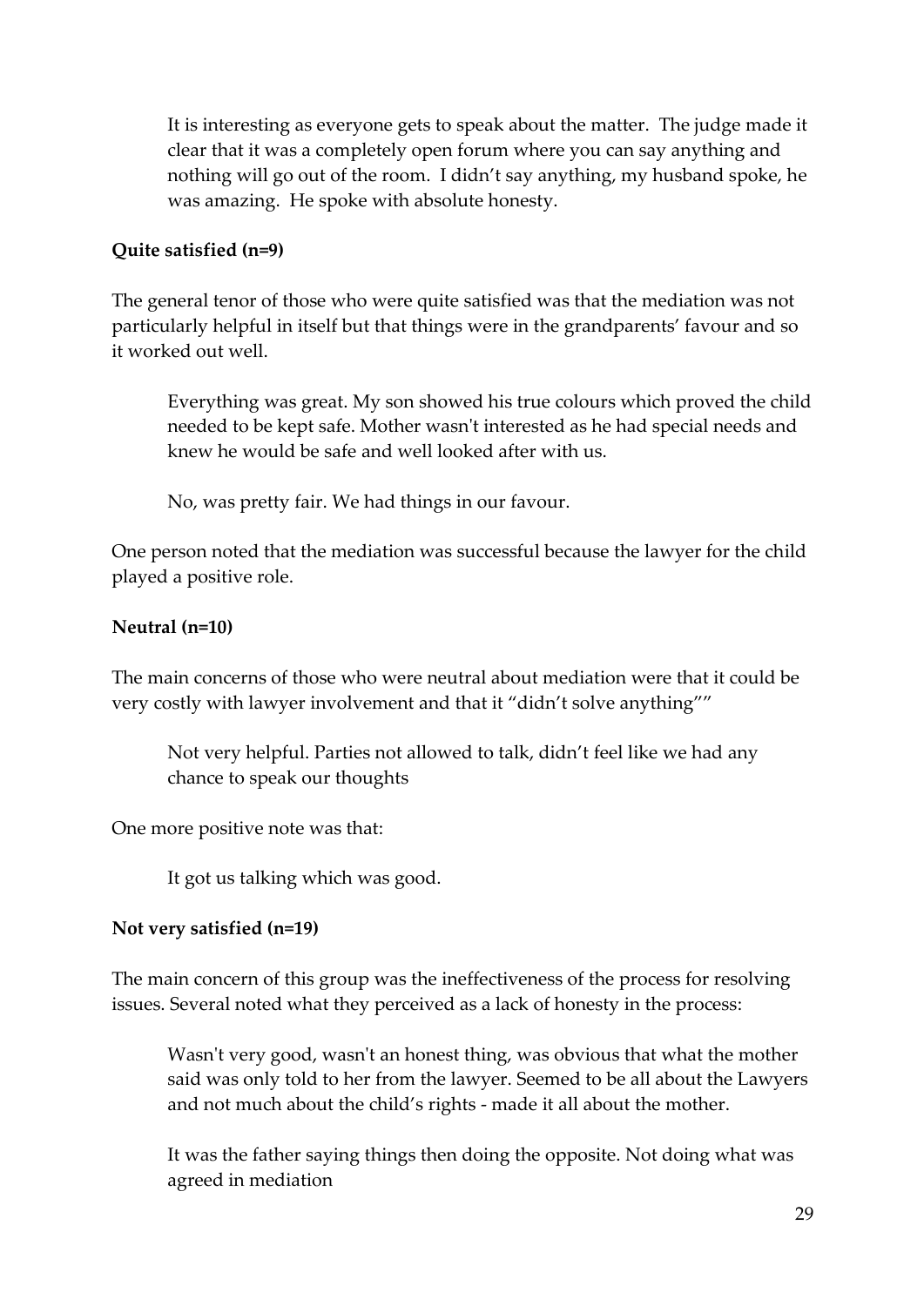> It is interesting as everyone gets to speak about the matter. The judge made it clear that it was a completely open forum where you can say anything and nothing will go out of the room. I didn't say anything, my husband spoke, he was amazing. He spoke with absolute honesty.

**Quite satisfied (n=9)**

The general tenor of those who were quite satisfied was that the mediation was not particularly helpful in itself but that things were in the grandparents' favour and so it worked out well.

> Everything was great. My son showed his true colours which proved the child needed to be kept safe. Mother wasn't interested as he had special needs and knew he would be safe and well looked after with us.

> No, was pretty fair. We had things in our favour.

One person noted that the mediation was successful because the lawyer for the child played a positive role.

**Neutral (n=10)**

The main concerns of those who were neutral about mediation were that it could be very costly with lawyer involvement and that it "didn't solve anything""

> Not very helpful. Parties not allowed to talk, didn't feel like we had any chance to speak our thoughts

One more positive note was that:

> It got us talking which was good.

**Not very satisfied (n=19)**

The main concern of this group was the ineffectiveness of the process for resolving issues. Several noted what they perceived as a lack of honesty in the process:

> Wasn't very good, wasn't an honest thing, was obvious that what the mother said was only told to her from the lawyer. Seemed to be all about the Lawyers and not much about the child's rights - made it all about the mother.

> It was the father saying things then doing the opposite. Not doing what was agreed in mediation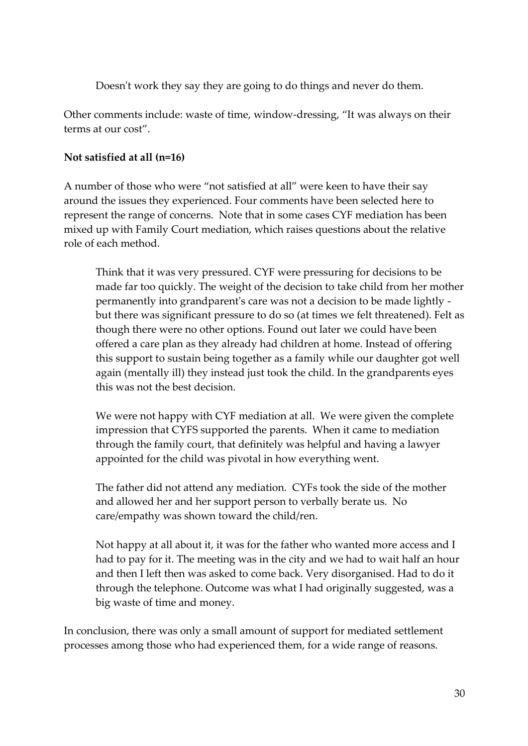> Doesn't work they say they are going to do things and never do them.

Other comments include: waste of time, window-dressing, "It was always on their terms at our cost".

**Not satisfied at all (n=16)**

A number of those who were "not satisfied at all" were keen to have their say around the issues they experienced. Four comments have been selected here to represent the range of concerns. Note that in some cases CYF mediation has been mixed up with Family Court mediation, which raises questions about the relative role of each method.

> Think that it was very pressured. CYF were pressuring for decisions to be made far too quickly. The weight of the decision to take child from her mother permanently into grandparent's care was not a decision to be made lightly - but there was significant pressure to do so (at times we felt threatened). Felt as though there were no other options. Found out later we could have been offered a care plan as they already had children at home. Instead of offering this support to sustain being together as a family while our daughter got well again (mentally ill) they instead just took the child. In the grandparents eyes this was not the best decision.

> We were not happy with CYF mediation at all. We were given the complete impression that CYFS supported the parents. When it came to mediation through the family court, that definitely was helpful and having a lawyer appointed for the child was pivotal in how everything went.

> The father did not attend any mediation. CYFs took the side of the mother and allowed her and her support person to verbally berate us. No care/empathy was shown toward the child/ren.

> Not happy at all about it, it was for the father who wanted more access and I had to pay for it. The meeting was in the city and we had to wait half an hour and then I left then was asked to come back. Very disorganised. Had to do it through the telephone. Outcome was what I had originally suggested, was a big waste of time and money.

In conclusion, there was only a small amount of support for mediated settlement processes among those who had experienced them, for a wide range of reasons.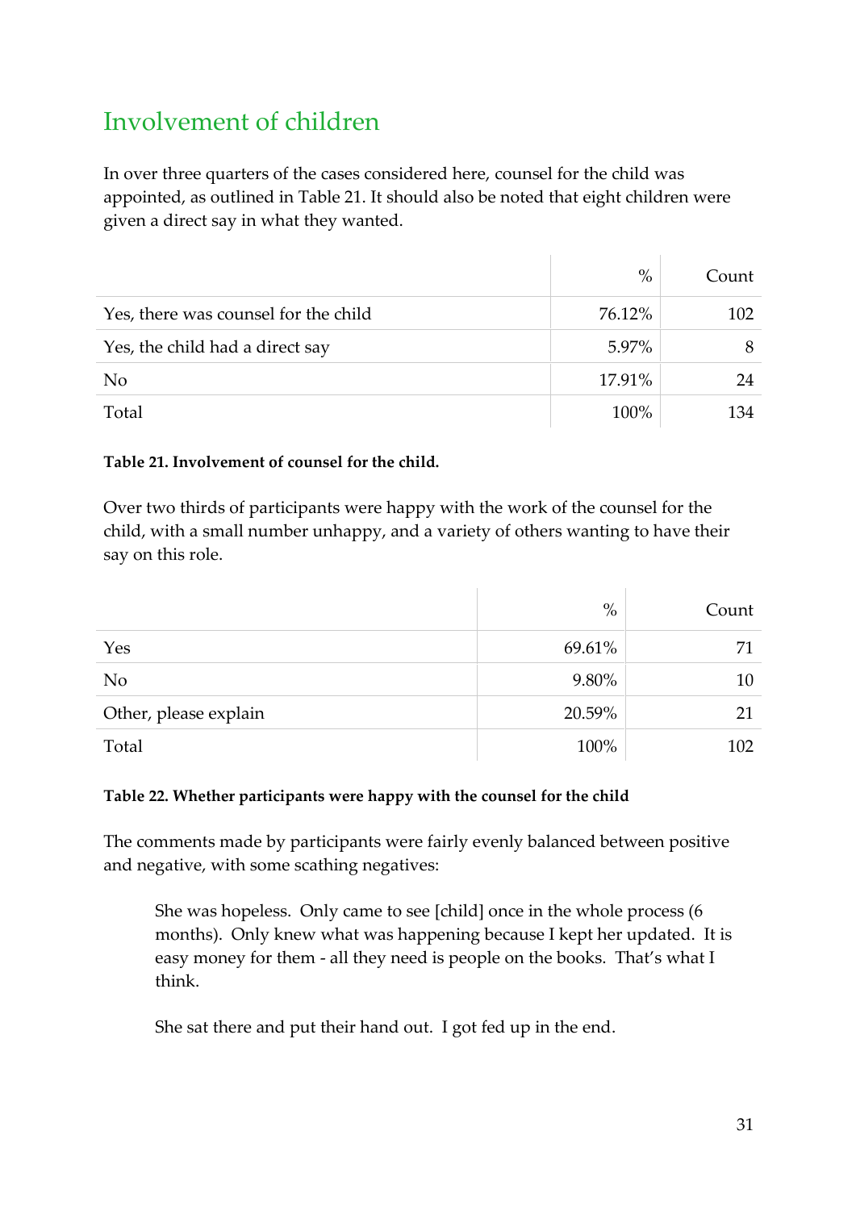## Involvement of children

In over three quarters of the cases considered here, counsel for the child was appointed, as outlined in Table 21. It should also be noted that eight children were given a direct say in what they wanted.

| | % | Count |
|---|---|---|
| Yes, there was counsel for the child | 76.12% | 102 |
| Yes, the child had a direct say | 5.97% | 8 |
| No | 17.91% | 24 |
| Total | 100% | 134 |

**Table 21. Involvement of counsel for the child.**

Over two thirds of participants were happy with the work of the counsel for the child, with a small number unhappy, and a variety of others wanting to have their say on this role.

| | % | Count |
|---|---|---|
| Yes | 69.61% | 71 |
| No | 9.80% | 10 |
| Other, please explain | 20.59% | 21 |
| Total | 100% | 102 |

**Table 22. Whether participants were happy with the counsel for the child**

The comments made by participants were fairly evenly balanced between positive and negative, with some scathing negatives:

> She was hopeless. Only came to see [child] once in the whole process (6 months). Only knew what was happening because I kept her updated. It is easy money for them - all they need is people on the books. That's what I think.

> She sat there and put their hand out. I got fed up in the end.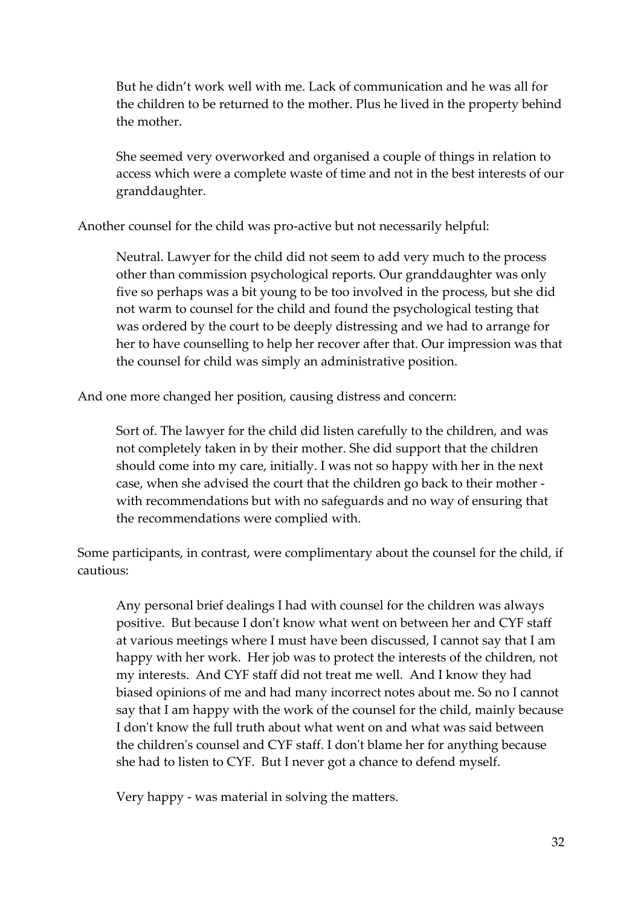> But he didn't work well with me. Lack of communication and he was all for the children to be returned to the mother. Plus he lived in the property behind the mother.
>
> She seemed very overworked and organised a couple of things in relation to access which were a complete waste of time and not in the best interests of our granddaughter.

Another counsel for the child was pro-active but not necessarily helpful:

> Neutral. Lawyer for the child did not seem to add very much to the process other than commission psychological reports. Our granddaughter was only five so perhaps was a bit young to be too involved in the process, but she did not warm to counsel for the child and found the psychological testing that was ordered by the court to be deeply distressing and we had to arrange for her to have counselling to help her recover after that. Our impression was that the counsel for child was simply an administrative position.

And one more changed her position, causing distress and concern:

> Sort of. The lawyer for the child did listen carefully to the children, and was not completely taken in by their mother. She did support that the children should come into my care, initially. I was not so happy with her in the next case, when she advised the court that the children go back to their mother - with recommendations but with no safeguards and no way of ensuring that the recommendations were complied with.

Some participants, in contrast, were complimentary about the counsel for the child, if cautious:

> Any personal brief dealings I had with counsel for the children was always positive. But because I don't know what went on between her and CYF staff at various meetings where I must have been discussed, I cannot say that I am happy with her work. Her job was to protect the interests of the children, not my interests. And CYF staff did not treat me well. And I know they had biased opinions of me and had many incorrect notes about me. So no I cannot say that I am happy with the work of the counsel for the child, mainly because I don't know the full truth about what went on and what was said between the children's counsel and CYF staff. I don't blame her for anything because she had to listen to CYF. But I never got a chance to defend myself.
>
> Very happy - was material in solving the matters.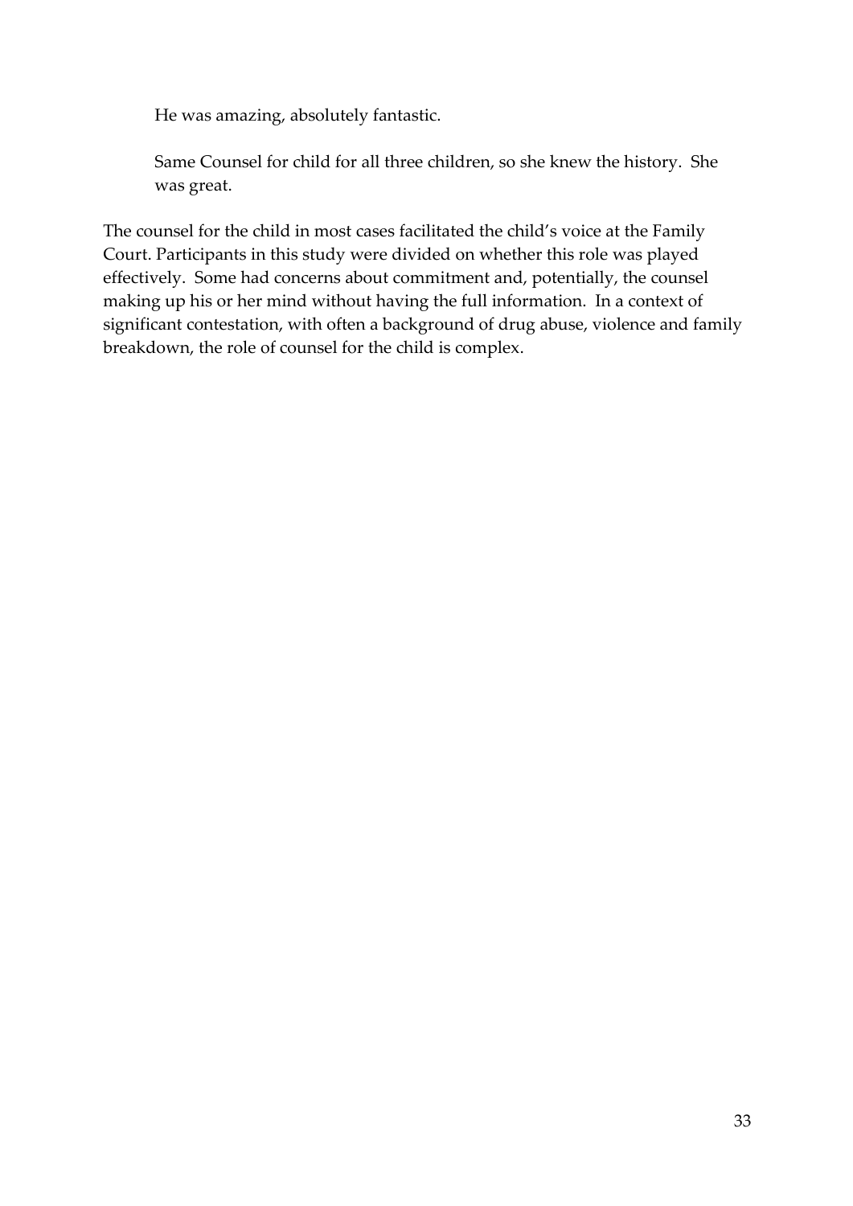> He was amazing, absolutely fantastic.

> Same Counsel for child for all three children, so she knew the history. She was great.

The counsel for the child in most cases facilitated the child's voice at the Family Court. Participants in this study were divided on whether this role was played effectively. Some had concerns about commitment and, potentially, the counsel making up his or her mind without having the full information. In a context of significant contestation, with often a background of drug abuse, violence and family breakdown, the role of counsel for the child is complex.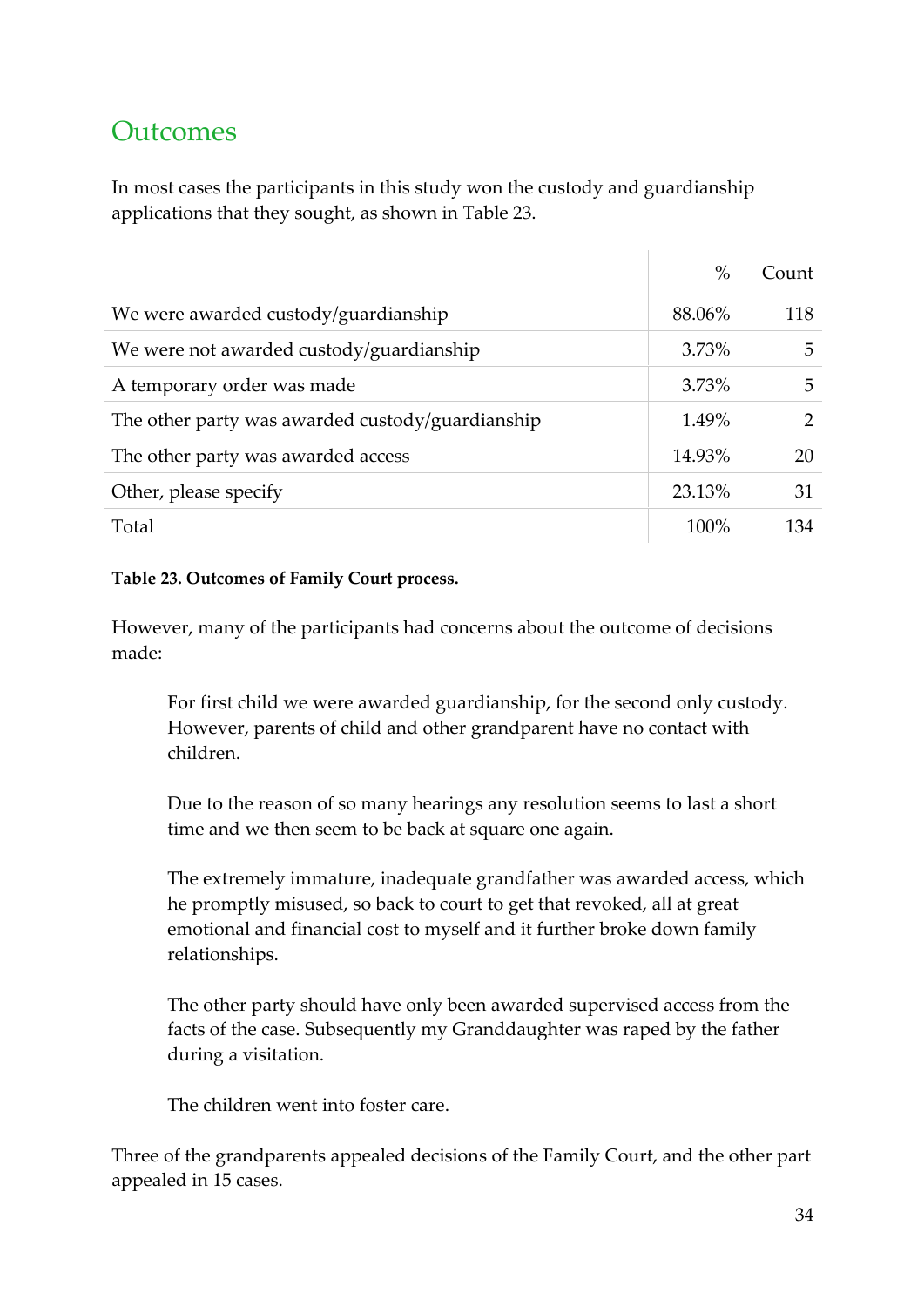## Outcomes

In most cases the participants in this study won the custody and guardianship applications that they sought, as shown in Table 23.

| | % | Count |
|---|---|---|
| We were awarded custody/guardianship | 88.06% | 118 |
| We were not awarded custody/guardianship | 3.73% | 5 |
| A temporary order was made | 3.73% | 5 |
| The other party was awarded custody/guardianship | 1.49% | 2 |
| The other party was awarded access | 14.93% | 20 |
| Other, please specify | 23.13% | 31 |
| Total | 100% | 134 |

**Table 23. Outcomes of Family Court process.**

However, many of the participants had concerns about the outcome of decisions made:

> For first child we were awarded guardianship, for the second only custody. However, parents of child and other grandparent have no contact with children.
>
> Due to the reason of so many hearings any resolution seems to last a short time and we then seem to be back at square one again.
>
> The extremely immature, inadequate grandfather was awarded access, which he promptly misused, so back to court to get that revoked, all at great emotional and financial cost to myself and it further broke down family relationships.
>
> The other party should have only been awarded supervised access from the facts of the case. Subsequently my Granddaughter was raped by the father during a visitation.
>
> The children went into foster care.

Three of the grandparents appealed decisions of the Family Court, and the other part appealed in 15 cases.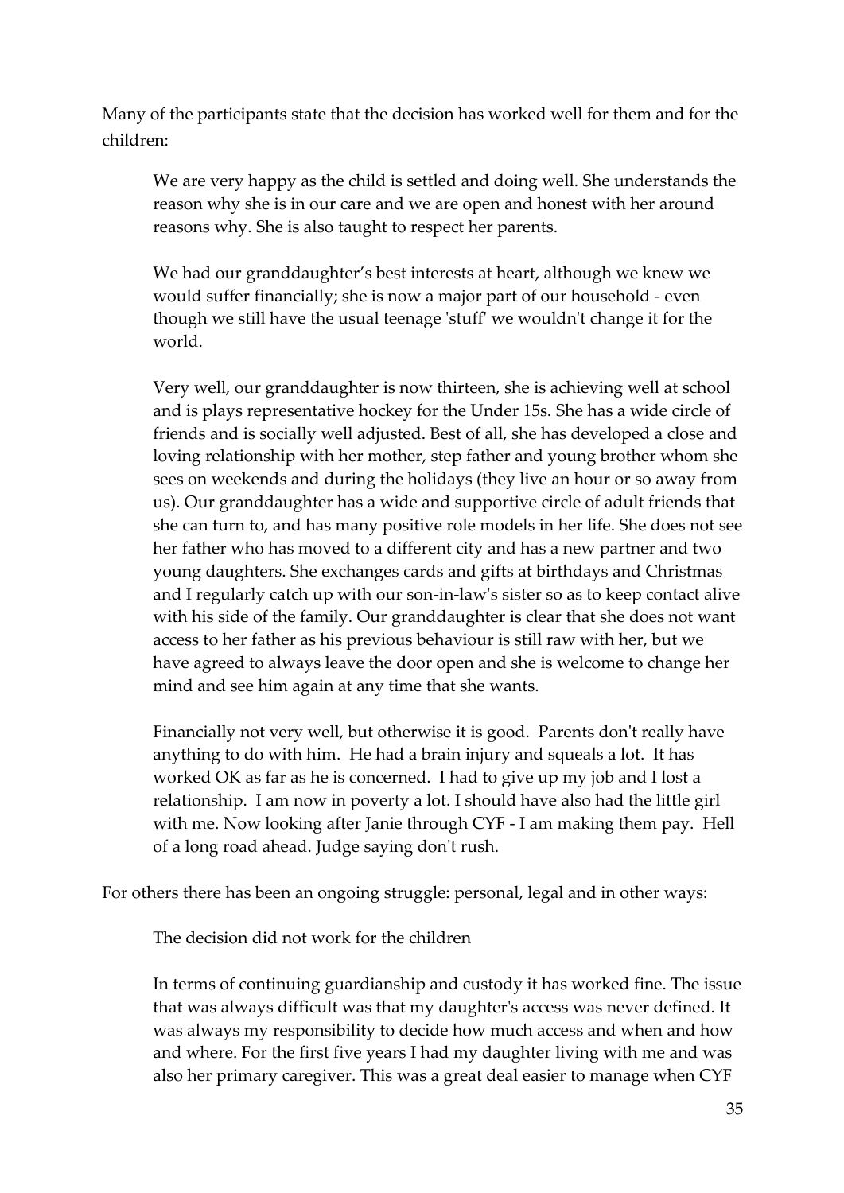Many of the participants state that the decision has worked well for them and for the children:

> We are very happy as the child is settled and doing well. She understands the reason why she is in our care and we are open and honest with her around reasons why. She is also taught to respect her parents.
>
> We had our granddaughter's best interests at heart, although we knew we would suffer financially; she is now a major part of our household - even though we still have the usual teenage 'stuff' we wouldn't change it for the world.
>
> Very well, our granddaughter is now thirteen, she is achieving well at school and is plays representative hockey for the Under 15s. She has a wide circle of friends and is socially well adjusted. Best of all, she has developed a close and loving relationship with her mother, step father and young brother whom she sees on weekends and during the holidays (they live an hour or so away from us). Our granddaughter has a wide and supportive circle of adult friends that she can turn to, and has many positive role models in her life. She does not see her father who has moved to a different city and has a new partner and two young daughters. She exchanges cards and gifts at birthdays and Christmas and I regularly catch up with our son-in-law's sister so as to keep contact alive with his side of the family. Our granddaughter is clear that she does not want access to her father as his previous behaviour is still raw with her, but we have agreed to always leave the door open and she is welcome to change her mind and see him again at any time that she wants.
>
> Financially not very well, but otherwise it is good. Parents don't really have anything to do with him. He had a brain injury and squeals a lot. It has worked OK as far as he is concerned. I had to give up my job and I lost a relationship. I am now in poverty a lot. I should have also had the little girl with me. Now looking after Janie through CYF - I am making them pay. Hell of a long road ahead. Judge saying don't rush.

For others there has been an ongoing struggle: personal, legal and in other ways:

> The decision did not work for the children
>
> In terms of continuing guardianship and custody it has worked fine. The issue that was always difficult was that my daughter's access was never defined. It was always my responsibility to decide how much access and when and how and where. For the first five years I had my daughter living with me and was also her primary caregiver. This was a great deal easier to manage when CYF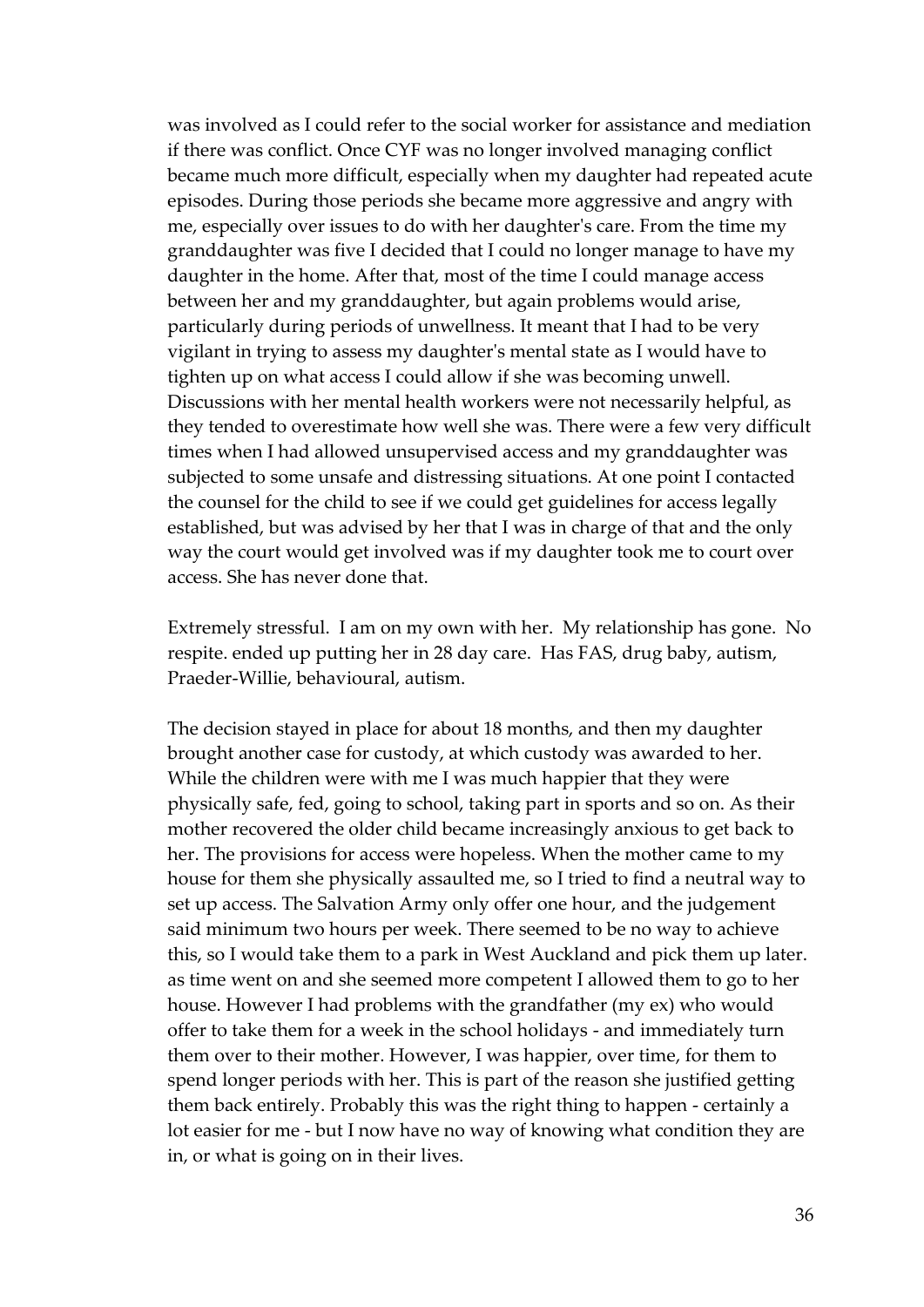was involved as I could refer to the social worker for assistance and mediation if there was conflict. Once CYF was no longer involved managing conflict became much more difficult, especially when my daughter had repeated acute episodes. During those periods she became more aggressive and angry with me, especially over issues to do with her daughter's care. From the time my granddaughter was five I decided that I could no longer manage to have my daughter in the home. After that, most of the time I could manage access between her and my granddaughter, but again problems would arise, particularly during periods of unwellness. It meant that I had to be very vigilant in trying to assess my daughter's mental state as I would have to tighten up on what access I could allow if she was becoming unwell. Discussions with her mental health workers were not necessarily helpful, as they tended to overestimate how well she was. There were a few very difficult times when I had allowed unsupervised access and my granddaughter was subjected to some unsafe and distressing situations. At one point I contacted the counsel for the child to see if we could get guidelines for access legally established, but was advised by her that I was in charge of that and the only way the court would get involved was if my daughter took me to court over access. She has never done that.

Extremely stressful. I am on my own with her. My relationship has gone. No respite. ended up putting her in 28 day care. Has FAS, drug baby, autism, Praeder-Willie, behavioural, autism.

The decision stayed in place for about 18 months, and then my daughter brought another case for custody, at which custody was awarded to her. While the children were with me I was much happier that they were physically safe, fed, going to school, taking part in sports and so on. As their mother recovered the older child became increasingly anxious to get back to her. The provisions for access were hopeless. When the mother came to my house for them she physically assaulted me, so I tried to find a neutral way to set up access. The Salvation Army only offer one hour, and the judgement said minimum two hours per week. There seemed to be no way to achieve this, so I would take them to a park in West Auckland and pick them up later. as time went on and she seemed more competent I allowed them to go to her house. However I had problems with the grandfather (my ex) who would offer to take them for a week in the school holidays - and immediately turn them over to their mother. However, I was happier, over time, for them to spend longer periods with her. This is part of the reason she justified getting them back entirely. Probably this was the right thing to happen - certainly a lot easier for me - but I now have no way of knowing what condition they are in, or what is going on in their lives.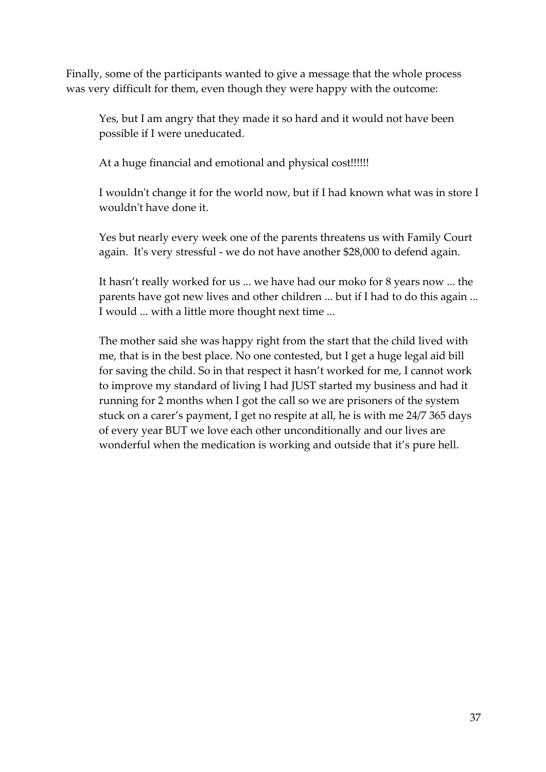Finally, some of the participants wanted to give a message that the whole process was very difficult for them, even though they were happy with the outcome:

> Yes, but I am angry that they made it so hard and it would not have been possible if I were uneducated.
>
> At a huge financial and emotional and physical cost!!!!!!
>
> I wouldn't change it for the world now, but if I had known what was in store I wouldn't have done it.
>
> Yes but nearly every week one of the parents threatens us with Family Court again. It's very stressful - we do not have another $28,000 to defend again.
>
> It hasn't really worked for us ... we have had our moko for 8 years now ... the parents have got new lives and other children ... but if I had to do this again ... I would ... with a little more thought next time ...
>
> The mother said she was happy right from the start that the child lived with me, that is in the best place. No one contested, but I get a huge legal aid bill for saving the child. So in that respect it hasn't worked for me, I cannot work to improve my standard of living I had JUST started my business and had it running for 2 months when I got the call so we are prisoners of the system stuck on a carer's payment, I get no respite at all, he is with me 24/7 365 days of every year BUT we love each other unconditionally and our lives are wonderful when the medication is working and outside that it's pure hell.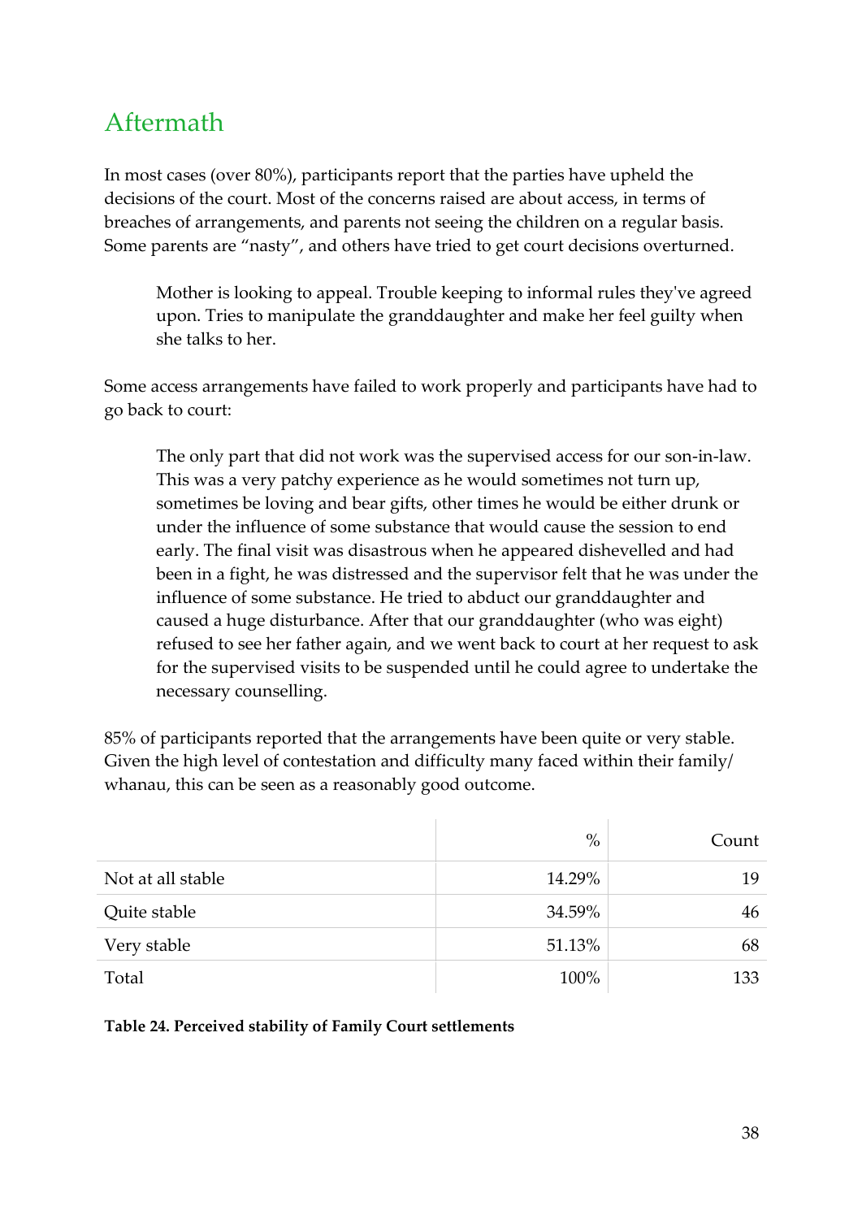## Aftermath

In most cases (over 80%), participants report that the parties have upheld the decisions of the court. Most of the concerns raised are about access, in terms of breaches of arrangements, and parents not seeing the children on a regular basis. Some parents are "nasty", and others have tried to get court decisions overturned.

> Mother is looking to appeal. Trouble keeping to informal rules they've agreed upon. Tries to manipulate the granddaughter and make her feel guilty when she talks to her.

Some access arrangements have failed to work properly and participants have had to go back to court:

> The only part that did not work was the supervised access for our son-in-law. This was a very patchy experience as he would sometimes not turn up, sometimes be loving and bear gifts, other times he would be either drunk or under the influence of some substance that would cause the session to end early. The final visit was disastrous when he appeared dishevelled and had been in a fight, he was distressed and the supervisor felt that he was under the influence of some substance. He tried to abduct our granddaughter and caused a huge disturbance. After that our granddaughter (who was eight) refused to see her father again, and we went back to court at her request to ask for the supervised visits to be suspended until he could agree to undertake the necessary counselling.

85% of participants reported that the arrangements have been quite or very stable. Given the high level of contestation and difficulty many faced within their family/ whanau, this can be seen as a reasonably good outcome.

| | % | Count |
|---|---|---|
| Not at all stable | 14.29% | 19 |
| Quite stable | 34.59% | 46 |
| Very stable | 51.13% | 68 |
| Total | 100% | 133 |

**Table 24. Perceived stability of Family Court settlements**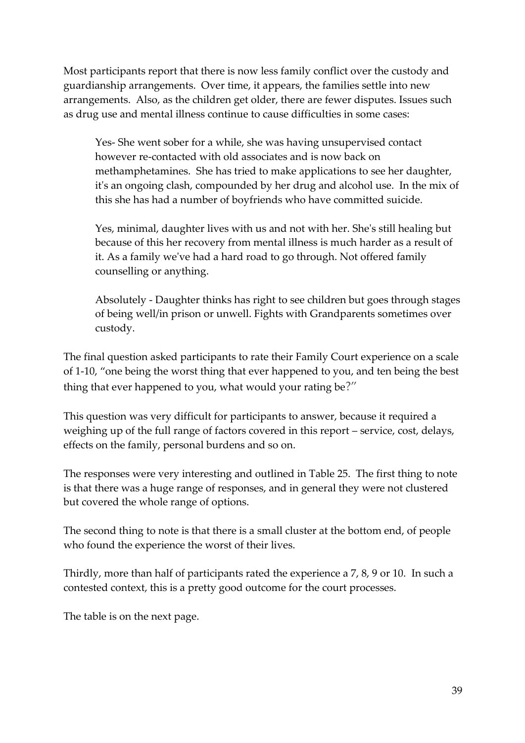Most participants report that there is now less family conflict over the custody and guardianship arrangements. Over time, it appears, the families settle into new arrangements. Also, as the children get older, there are fewer disputes. Issues such as drug use and mental illness continue to cause difficulties in some cases:

> Yes- She went sober for a while, she was having unsupervised contact however re-contacted with old associates and is now back on methamphetamines. She has tried to make applications to see her daughter, it's an ongoing clash, compounded by her drug and alcohol use. In the mix of this she has had a number of boyfriends who have committed suicide.
>
> Yes, minimal, daughter lives with us and not with her. She's still healing but because of this her recovery from mental illness is much harder as a result of it. As a family we've had a hard road to go through. Not offered family counselling or anything.
>
> Absolutely - Daughter thinks has right to see children but goes through stages of being well/in prison or unwell. Fights with Grandparents sometimes over custody.

The final question asked participants to rate their Family Court experience on a scale of 1-10, "one being the worst thing that ever happened to you, and ten being the best thing that ever happened to you, what would your rating be?"

This question was very difficult for participants to answer, because it required a weighing up of the full range of factors covered in this report – service, cost, delays, effects on the family, personal burdens and so on.

The responses were very interesting and outlined in Table 25. The first thing to note is that there was a huge range of responses, and in general they were not clustered but covered the whole range of options.

The second thing to note is that there is a small cluster at the bottom end, of people who found the experience the worst of their lives.

Thirdly, more than half of participants rated the experience a 7, 8, 9 or 10. In such a contested context, this is a pretty good outcome for the court processes.

The table is on the next page.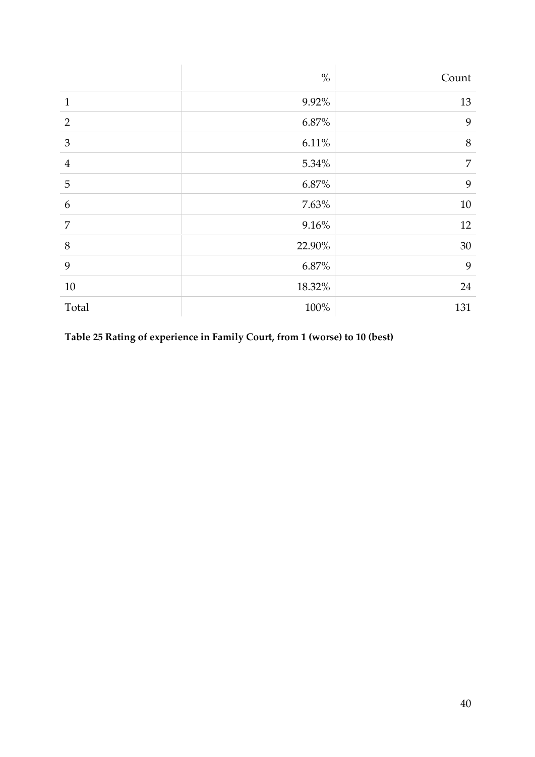| | % | Count |
|---|---|---|
| 1 | 9.92% | 13 |
| 2 | 6.87% | 9 |
| 3 | 6.11% | 8 |
| 4 | 5.34% | 7 |
| 5 | 6.87% | 9 |
| 6 | 7.63% | 10 |
| 7 | 9.16% | 12 |
| 8 | 22.90% | 30 |
| 9 | 6.87% | 9 |
| 10 | 18.32% | 24 |
| Total | 100% | 131 |

**Table 25 Rating of experience in Family Court, from 1 (worse) to 10 (best)**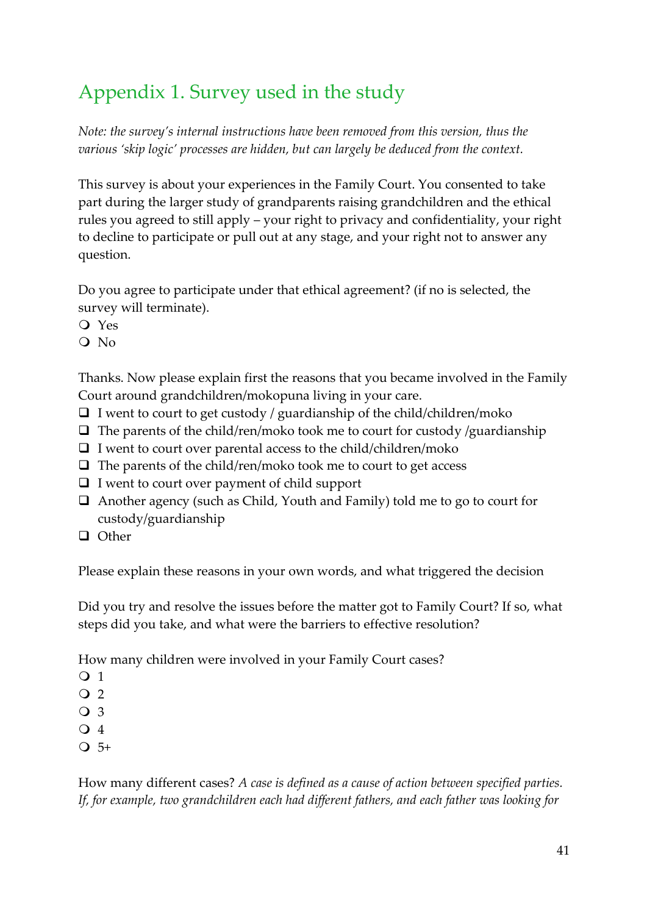# Appendix 1. Survey used in the study

*Note: the survey's internal instructions have been removed from this version, thus the various 'skip logic' processes are hidden, but can largely be deduced from the context.*

This survey is about your experiences in the Family Court. You consented to take part during the larger study of grandparents raising grandchildren and the ethical rules you agreed to still apply – your right to privacy and confidentiality, your right to decline to participate or pull out at any stage, and your right not to answer any question.

Do you agree to participate under that ethical agreement? (if no is selected, the survey will terminate).

- ❍ Yes
- ❍ No

Thanks. Now please explain first the reasons that you became involved in the Family Court around grandchildren/mokopuna living in your care.

- ❑ I went to court to get custody / guardianship of the child/children/moko
- ❑ The parents of the child/ren/moko took me to court for custody /guardianship
- ❑ I went to court over parental access to the child/children/moko
- ❑ The parents of the child/ren/moko took me to court to get access
- ❑ I went to court over payment of child support
- ❑ Another agency (such as Child, Youth and Family) told me to go to court for custody/guardianship
- ❑ Other

Please explain these reasons in your own words, and what triggered the decision

Did you try and resolve the issues before the matter got to Family Court? If so, what steps did you take, and what were the barriers to effective resolution?

How many children were involved in your Family Court cases?

- ❍ 1
- ❍ 2
- ❍ 3
- ❍ 4
- ❍ 5+

How many different cases? *A case is defined as a cause of action between specified parties. If, for example, two grandchildren each had different fathers, and each father was looking for*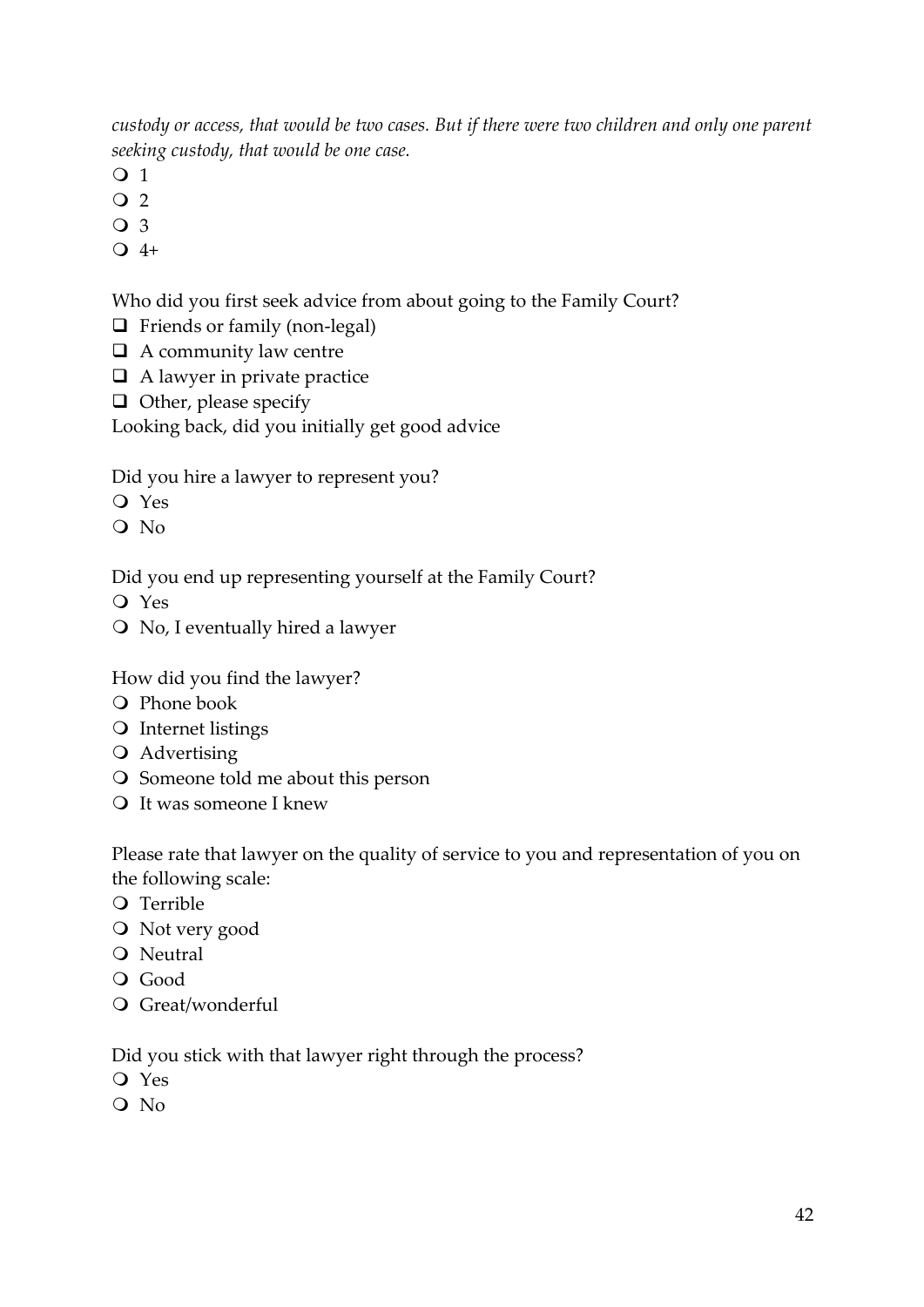*custody or access, that would be two cases. But if there were two children and only one parent seeking custody, that would be one case.*

- ❍ 1
- ❍ 2
- ❍ 3
- ❍ 4+

Who did you first seek advice from about going to the Family Court?

- ❑ Friends or family (non-legal)
- ❑ A community law centre
- ❑ A lawyer in private practice
- ❑ Other, please specify

Looking back, did you initially get good advice

Did you hire a lawyer to represent you?

- ❍ Yes
- ❍ No

Did you end up representing yourself at the Family Court?

- ❍ Yes
- ❍ No, I eventually hired a lawyer

How did you find the lawyer?

- ❍ Phone book
- ❍ Internet listings
- ❍ Advertising
- ❍ Someone told me about this person
- ❍ It was someone I knew

Please rate that lawyer on the quality of service to you and representation of you on the following scale:

- ❍ Terrible
- ❍ Not very good
- ❍ Neutral
- ❍ Good
- ❍ Great/wonderful

Did you stick with that lawyer right through the process?

- ❍ Yes
- ❍ No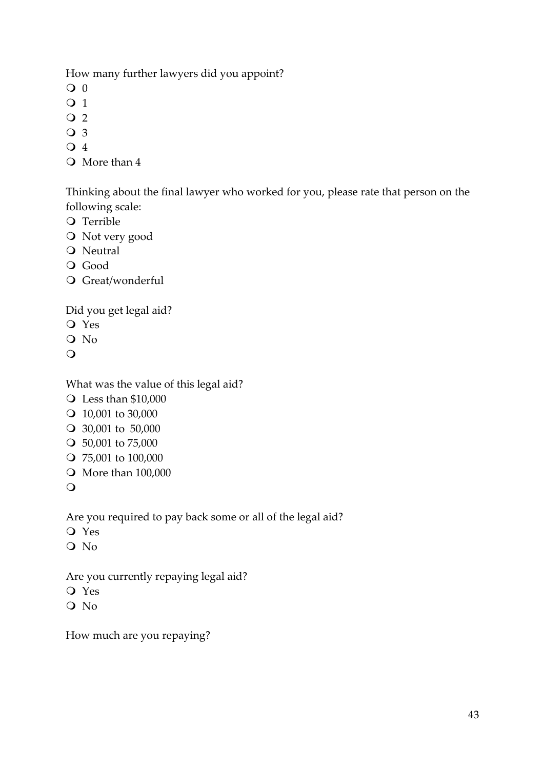How many further lawyers did you appoint?

- ❍ 0
- ❍ 1
- ❍ 2
- ❍ 3
- ❍ 4
- ❍ More than 4

Thinking about the final lawyer who worked for you, please rate that person on the following scale:

- ❍ Terrible
- ❍ Not very good
- ❍ Neutral
- ❍ Good
- ❍ Great/wonderful

Did you get legal aid?

- ❍ Yes
- ❍ No
- ❍

What was the value of this legal aid?

- ❍ Less than $10,000
- ❍ 10,001 to 30,000
- ❍ 30,001 to 50,000
- ❍ 50,001 to 75,000
- ❍ 75,001 to 100,000
- ❍ More than 100,000
- ❍

Are you required to pay back some or all of the legal aid?

- ❍ Yes
- ❍ No

Are you currently repaying legal aid?

- ❍ Yes
- ❍ No

How much are you repaying?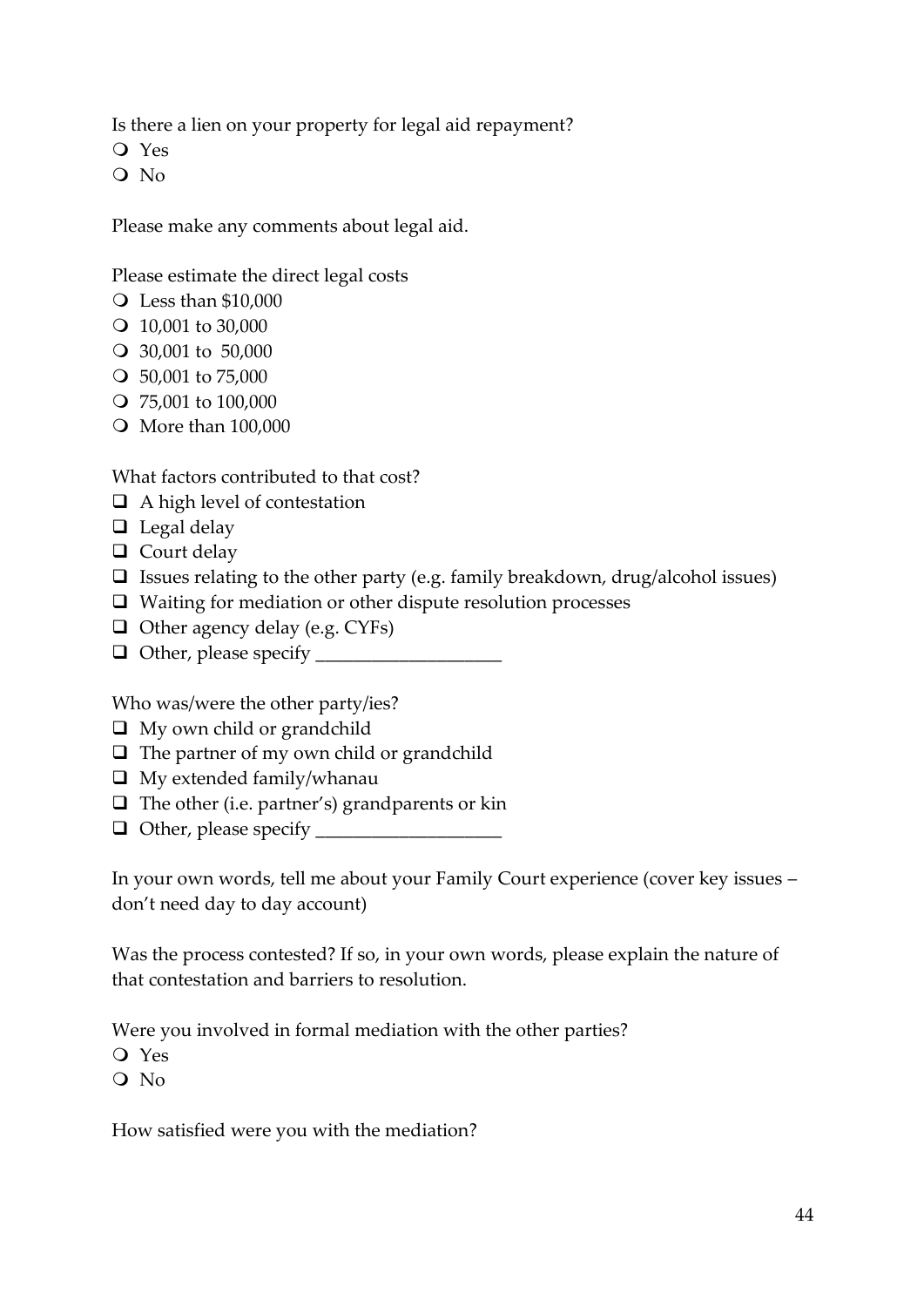Is there a lien on your property for legal aid repayment?

- ❍ Yes
- ❍ No

Please make any comments about legal aid.

Please estimate the direct legal costs

- ❍ Less than $10,000
- ❍ 10,001 to 30,000
- ❍ 30,001 to 50,000
- ❍ 50,001 to 75,000
- ❍ 75,001 to 100,000
- ❍ More than 100,000

What factors contributed to that cost?

- ❑ A high level of contestation
- ❑ Legal delay
- ❑ Court delay
- ❑ Issues relating to the other party (e.g. family breakdown, drug/alcohol issues)
- ❑ Waiting for mediation or other dispute resolution processes
- ❑ Other agency delay (e.g. CYFs)
- ❑ Other, please specify ____________________

Who was/were the other party/ies?

- ❑ My own child or grandchild
- ❑ The partner of my own child or grandchild
- ❑ My extended family/whanau
- ❑ The other (i.e. partner's) grandparents or kin
- ❑ Other, please specify ____________________

In your own words, tell me about your Family Court experience (cover key issues – don't need day to day account)

Was the process contested? If so, in your own words, please explain the nature of that contestation and barriers to resolution.

Were you involved in formal mediation with the other parties?

- ❍ Yes
- ❍ No

How satisfied were you with the mediation?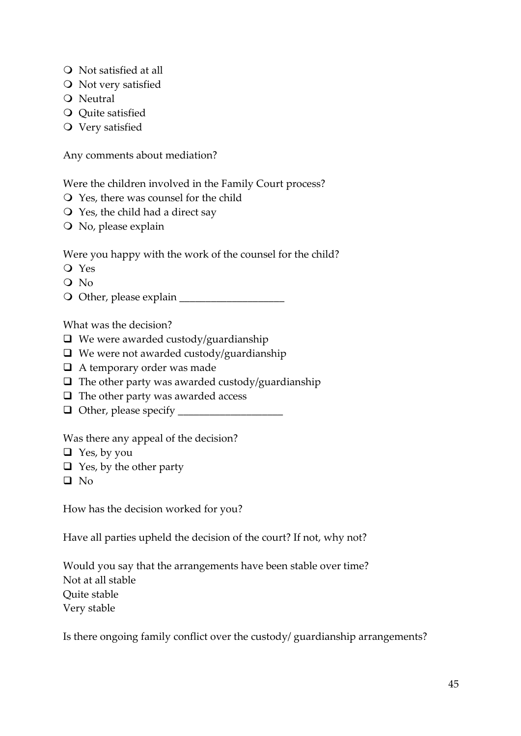- ❍ Not satisfied at all
- ❍ Not very satisfied
- ❍ Neutral
- ❍ Quite satisfied
- ❍ Very satisfied

Any comments about mediation?

Were the children involved in the Family Court process?

- ❍ Yes, there was counsel for the child
- ❍ Yes, the child had a direct say
- ❍ No, please explain

Were you happy with the work of the counsel for the child?

- ❍ Yes
- ❍ No
- ❍ Other, please explain ____________________

What was the decision?

- ❑ We were awarded custody/guardianship
- ❑ We were not awarded custody/guardianship
- ❑ A temporary order was made
- ❑ The other party was awarded custody/guardianship
- ❑ The other party was awarded access
- ❑ Other, please specify ____________________

Was there any appeal of the decision?

- ❑ Yes, by you
- ❑ Yes, by the other party
- ❑ No

How has the decision worked for you?

Have all parties upheld the decision of the court? If not, why not?

Would you say that the arrangements have been stable over time?
Not at all stable
Quite stable
Very stable

Is there ongoing family conflict over the custody/ guardianship arrangements?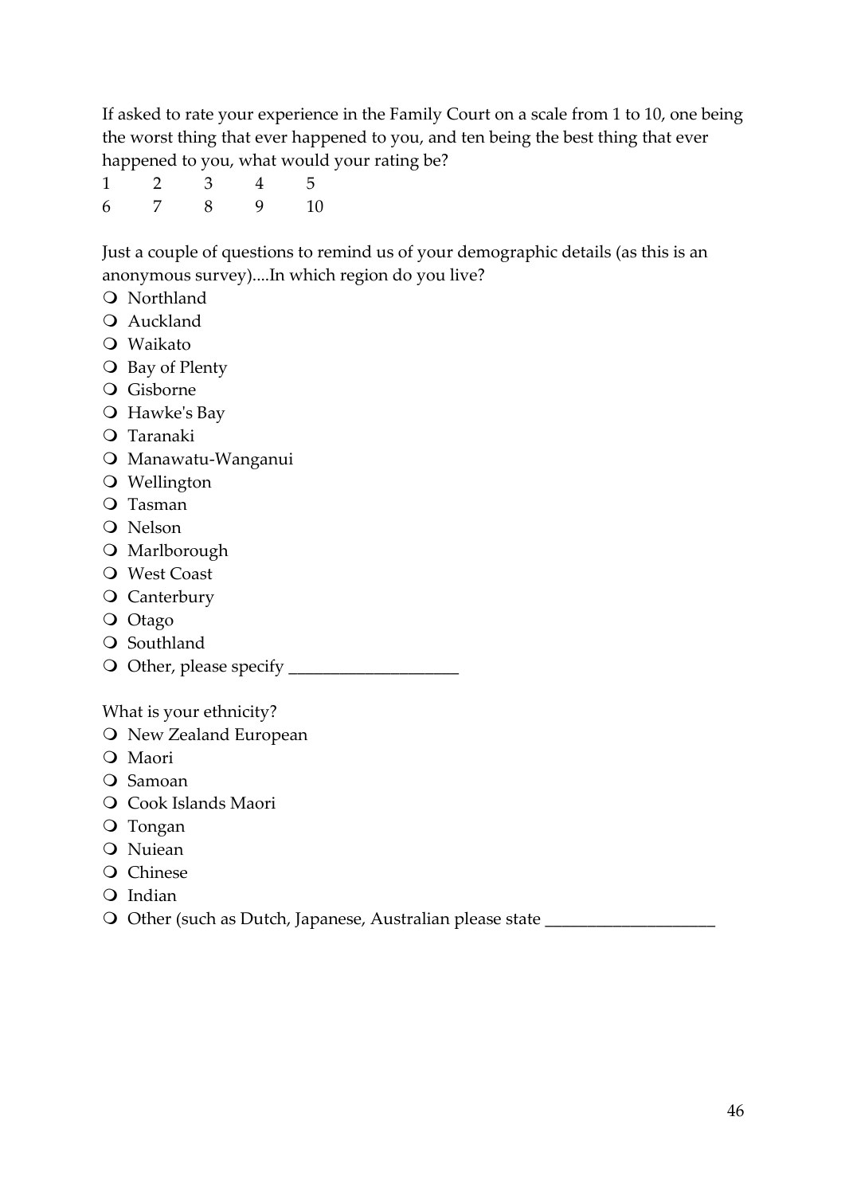If asked to rate your experience in the Family Court on a scale from 1 to 10, one being the worst thing that ever happened to you, and ten being the best thing that ever happened to you, what would your rating be?

1 2 3 4 5
6 7 8 9 10

Just a couple of questions to remind us of your demographic details (as this is an anonymous survey)....In which region do you live?

- Northland
- Auckland
- Waikato
- Bay of Plenty
- Gisborne
- Hawke's Bay
- Taranaki
- Manawatu-Wanganui
- Wellington
- Tasman
- Nelson
- Marlborough
- West Coast
- Canterbury
- Otago
- Southland
- Other, please specify ____________________

What is your ethnicity?

- New Zealand European
- Maori
- Samoan
- Cook Islands Maori
- Tongan
- Nuiean
- Chinese
- Indian
- Other (such as Dutch, Japanese, Australian please state ____________________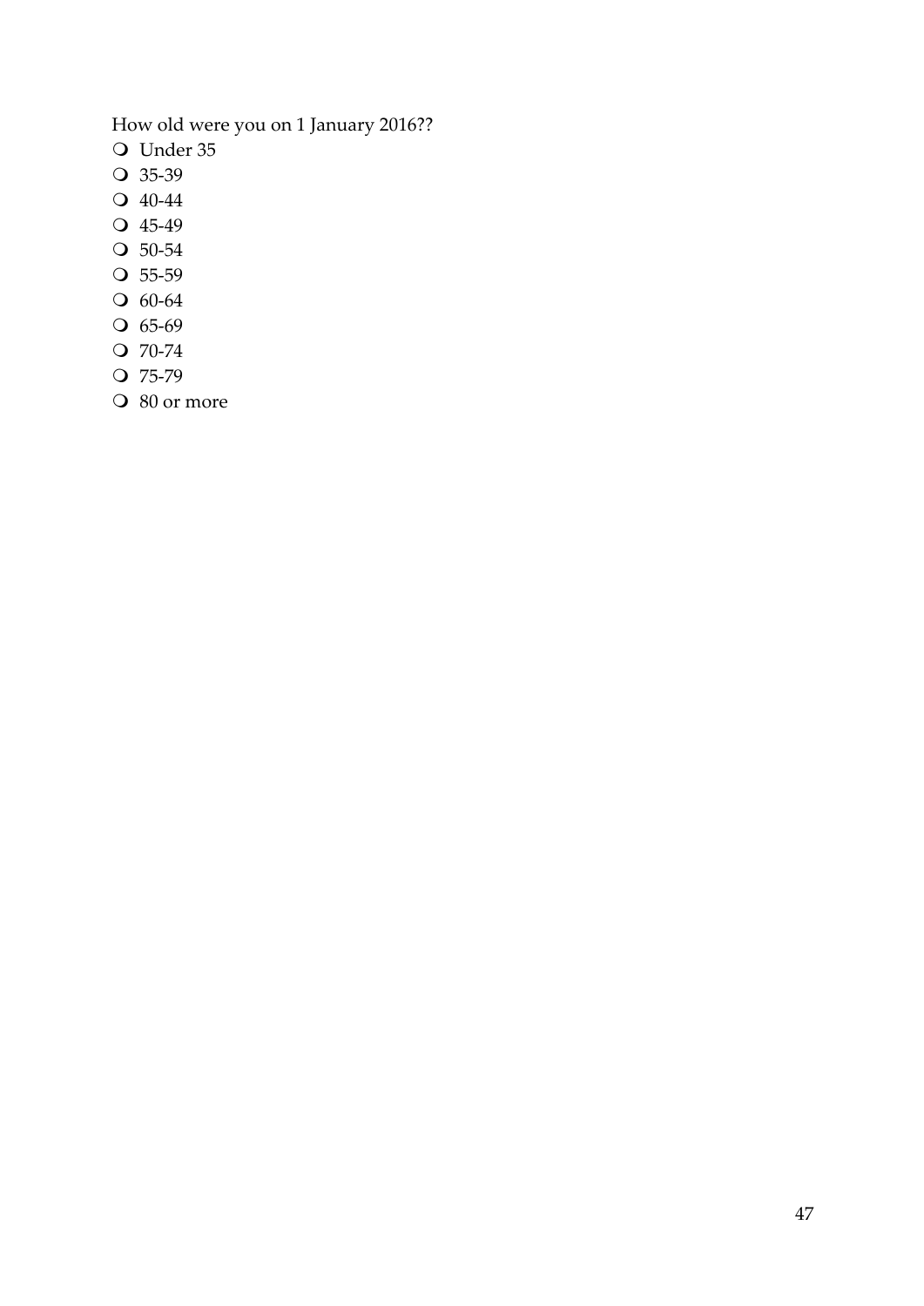How old were you on 1 January 2016??

- Under 35
- 35-39
- 40-44
- 45-49
- 50-54
- 55-59
- 60-64
- 65-69
- 70-74
- 75-79
- 80 or more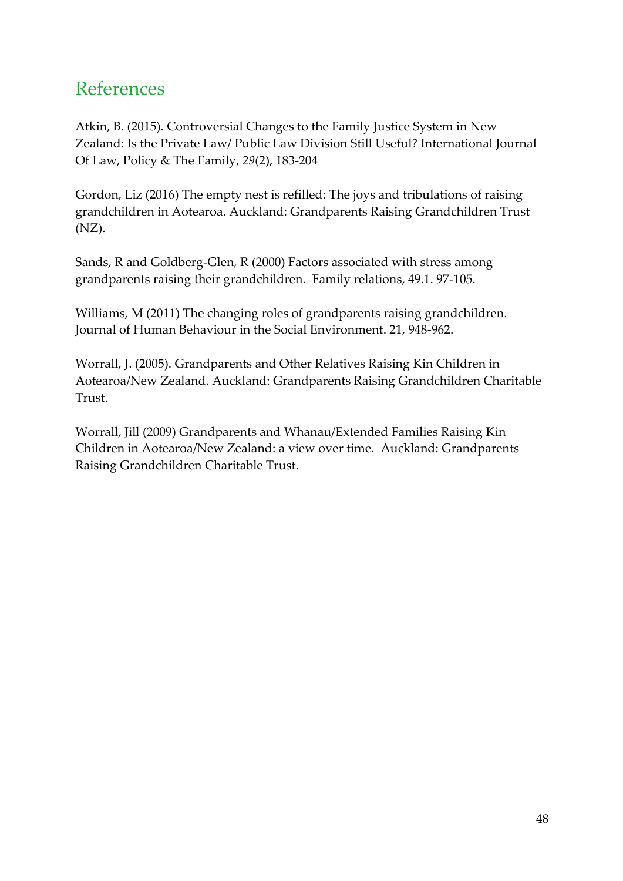## References

Atkin, B. (2015). Controversial Changes to the Family Justice System in New Zealand: Is the Private Law/ Public Law Division Still Useful? International Journal Of Law, Policy & The Family, *29*(2), 183-204

Gordon, Liz (2016) The empty nest is refilled: The joys and tribulations of raising grandchildren in Aotearoa. Auckland: Grandparents Raising Grandchildren Trust (NZ).

Sands, R and Goldberg-Glen, R (2000) Factors associated with stress among grandparents raising their grandchildren. Family relations, 49.1. 97-105.

Williams, M (2011) The changing roles of grandparents raising grandchildren. Journal of Human Behaviour in the Social Environment. 21, 948-962.

Worrall, J. (2005). Grandparents and Other Relatives Raising Kin Children in Aotearoa/New Zealand. Auckland: Grandparents Raising Grandchildren Charitable Trust.

Worrall, Jill (2009) Grandparents and Whanau/Extended Families Raising Kin Children in Aotearoa/New Zealand: a view over time. Auckland: Grandparents Raising Grandchildren Charitable Trust.